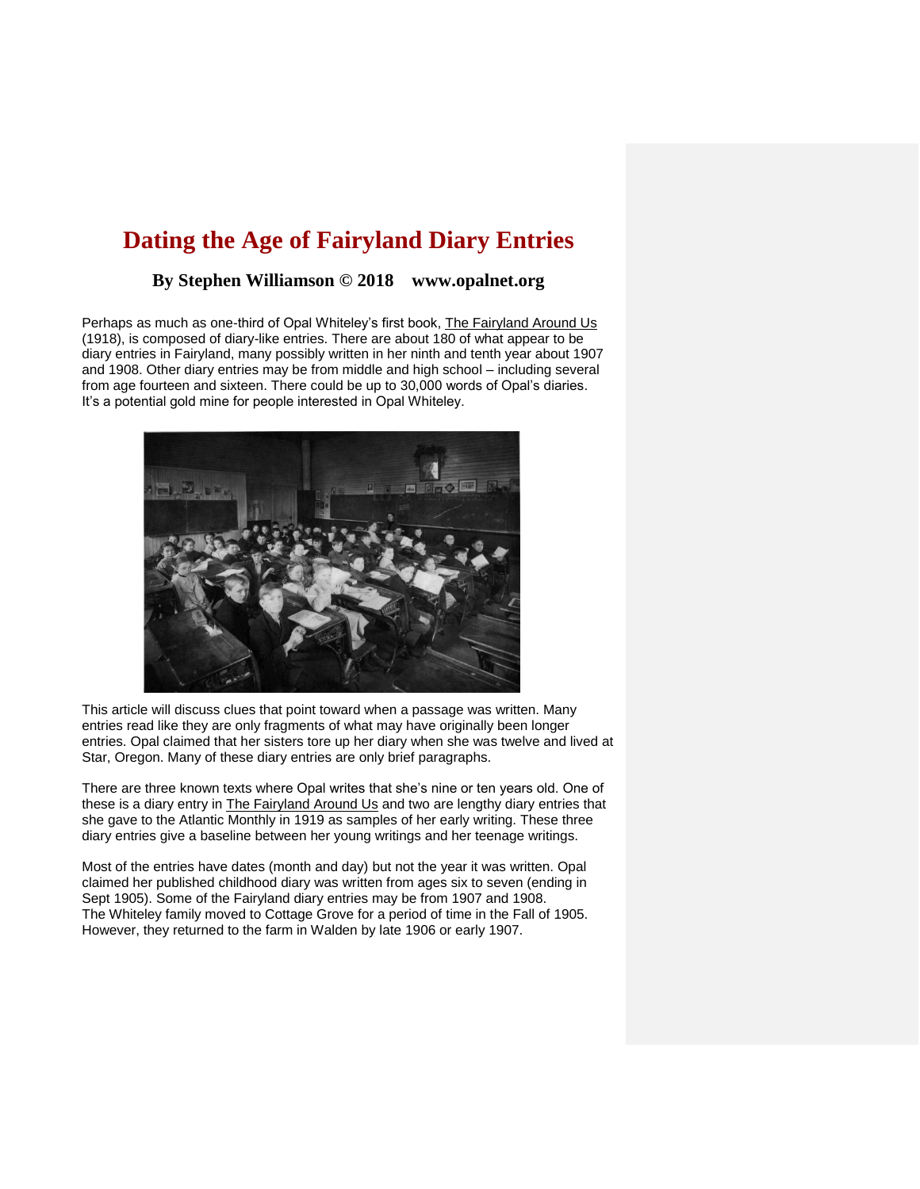# Dating the Age of Fairyland Diary Entries

## By Stephen Williamson © 2018 www.opalnet.org

Perhaps as much as one-third of Opal Whiteley's first book, The Fairyland Around Us (1918), is composed of diary-like entries. There are about 180 of what appear to be diary entries in Fairyland, many possibly written in her ninth and tenth year about 1907 and 1908. Other diary entries may be from middle and high school – including several from age fourteen and sixteen. There could be up to 30,000 words of Opal's diaries. It's a potential gold mine for people interested in Opal Whiteley.

This article will discuss clues that point toward when a passage was written. Many entries read like they are only fragments of what may have originally been longer entries. Opal claimed that her sisters tore up her diary when she was twelve and lived at Star, Oregon. Many of these diary entries are only brief paragraphs.

There are three known texts where Opal writes that she's nine or ten years old. One of these is a diary entry in The Fairyland Around Us and two are lengthy diary entries that she gave to the Atlantic Monthly in 1919 as samples of her early writing. These three diary entries give a baseline between her young writings and her teenage writings.

Most of the entries have dates (month and day) but not the year it was written. Opal claimed her published childhood diary was written from ages six to seven (ending in Sept 1905). Some of the Fairyland diary entries may be from 1907 and 1908. The Whiteley family moved to Cottage Grove for a period of time in the Fall of 1905. However, they returned to the farm in Walden by late 1906 or early 1907.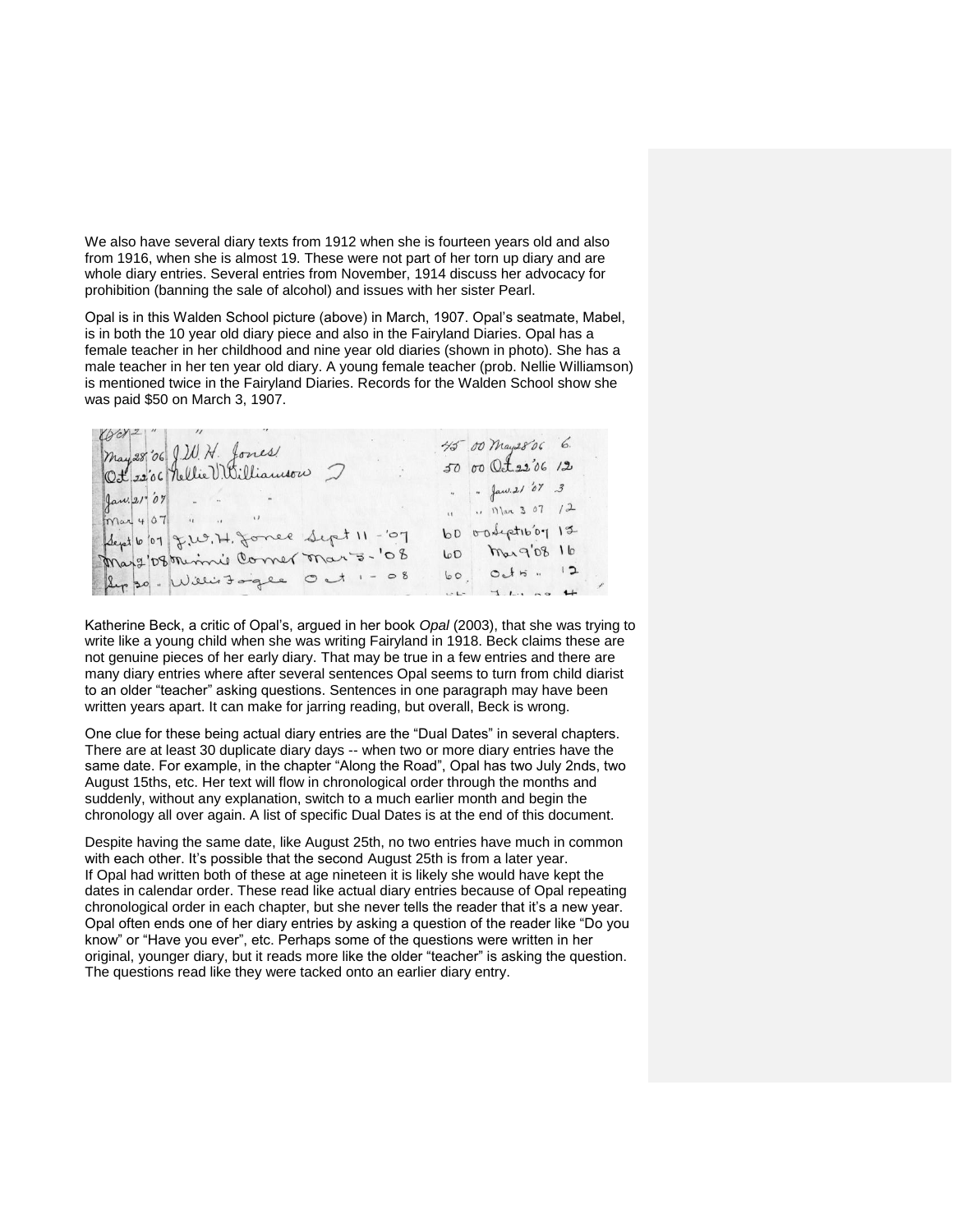We also have several diary texts from 1912 when she is fourteen years old and also from 1916, when she is almost 19. These were not part of her torn up diary and are whole diary entries. Several entries from November, 1914 discuss her advocacy for prohibition (banning the sale of alcohol) and issues with her sister Pearl.

Opal is in this Walden School picture (above) in March, 1907. Opal's seatmate, Mabel, is in both the 10 year old diary piece and also in the Fairyland Diaries. Opal has a female teacher in her childhood and nine year old diaries (shown in photo). She has a male teacher in her ten year old diary. A young female teacher (prob. Nellie Williamson) is mentioned twice in the Fairyland Diaries. Records for the Walden School show she was paid $50 on March 3, 1907.

May 28 '06 J.W. H. Jones 45 00 May 28 '06 6
Oct 22 '06 Nellie V. Williamson 50 00 Oct 22 '06 12
Jan 21 '07 " " " " " Jan 21 '07 3
Mar 4 07 " " " " " Mar 3 07 12
Sept 6 '07 J.W. H. Jones Sept 11 - '07 60 00 Sept 16 '07 12
Mar 2 '08 Minnie Comer Mar 3 - '08 60 Mar 9 '08 16
Sep 30 " Willis Fogee Oct 1 - 08 60 Oct 5 " 12

Katherine Beck, a critic of Opal's, argued in her book *Opal* (2003), that she was trying to write like a young child when she was writing Fairyland in 1918. Beck claims these are not genuine pieces of her early diary. That may be true in a few entries and there are many diary entries where after several sentences Opal seems to turn from child diarist to an older "teacher" asking questions. Sentences in one paragraph may have been written years apart. It can make for jarring reading, but overall, Beck is wrong.

One clue for these being actual diary entries are the "Dual Dates" in several chapters. There are at least 30 duplicate diary days -- when two or more diary entries have the same date. For example, in the chapter "Along the Road", Opal has two July 2nds, two August 15ths, etc. Her text will flow in chronological order through the months and suddenly, without any explanation, switch to a much earlier month and begin the chronology all over again. A list of specific Dual Dates is at the end of this document.

Despite having the same date, like August 25th, no two entries have much in common with each other. It's possible that the second August 25th is from a later year.
If Opal had written both of these at age nineteen it is likely she would have kept the dates in calendar order. These read like actual diary entries because of Opal repeating chronological order in each chapter, but she never tells the reader that it's a new year. Opal often ends one of her diary entries by asking a question of the reader like "Do you know" or "Have you ever", etc. Perhaps some of the questions were written in her original, younger diary, but it reads more like the older "teacher" is asking the question. The questions read like they were tacked onto an earlier diary entry.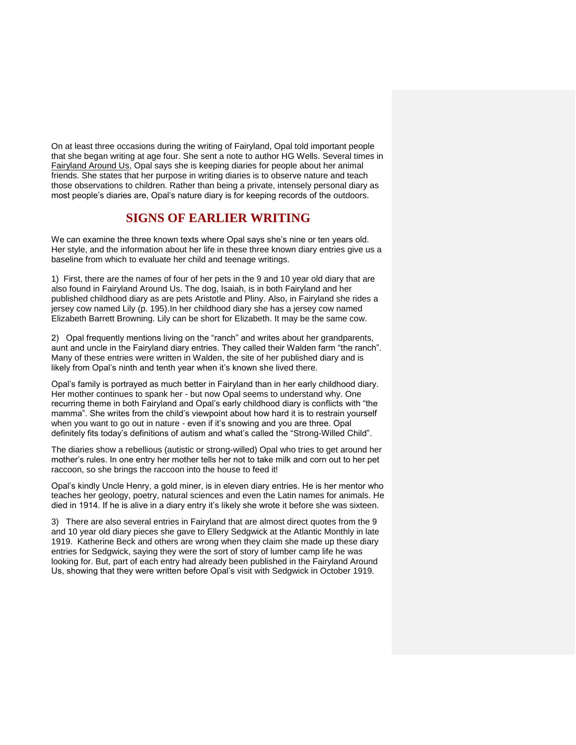On at least three occasions during the writing of Fairyland, Opal told important people that she began writing at age four. She sent a note to author HG Wells. Several times in Fairyland Around Us, Opal says she is keeping diaries for people about her animal friends. She states that her purpose in writing diaries is to observe nature and teach those observations to children. Rather than being a private, intensely personal diary as most people's diaries are, Opal's nature diary is for keeping records of the outdoors.

## SIGNS OF EARLIER WRITING

We can examine the three known texts where Opal says she's nine or ten years old. Her style, and the information about her life in these three known diary entries give us a baseline from which to evaluate her child and teenage writings.

1) First, there are the names of four of her pets in the 9 and 10 year old diary that are also found in Fairyland Around Us. The dog, Isaiah, is in both Fairyland and her published childhood diary as are pets Aristotle and Pliny. Also, in Fairyland she rides a jersey cow named Lily (p. 195).In her childhood diary she has a jersey cow named Elizabeth Barrett Browning. Lily can be short for Elizabeth. It may be the same cow.

2) Opal frequently mentions living on the "ranch" and writes about her grandparents, aunt and uncle in the Fairyland diary entries. They called their Walden farm "the ranch". Many of these entries were written in Walden, the site of her published diary and is likely from Opal's ninth and tenth year when it's known she lived there.

Opal's family is portrayed as much better in Fairyland than in her early childhood diary. Her mother continues to spank her - but now Opal seems to understand why. One recurring theme in both Fairyland and Opal's early childhood diary is conflicts with "the mamma". She writes from the child's viewpoint about how hard it is to restrain yourself when you want to go out in nature - even if it's snowing and you are three. Opal definitely fits today's definitions of autism and what's called the "Strong-Willed Child".

The diaries show a rebellious (autistic or strong-willed) Opal who tries to get around her mother's rules. In one entry her mother tells her not to take milk and corn out to her pet raccoon, so she brings the raccoon into the house to feed it!

Opal's kindly Uncle Henry, a gold miner, is in eleven diary entries. He is her mentor who teaches her geology, poetry, natural sciences and even the Latin names for animals. He died in 1914. If he is alive in a diary entry it's likely she wrote it before she was sixteen.

3) There are also several entries in Fairyland that are almost direct quotes from the 9 and 10 year old diary pieces she gave to Ellery Sedgwick at the Atlantic Monthly in late 1919. Katherine Beck and others are wrong when they claim she made up these diary entries for Sedgwick, saying they were the sort of story of lumber camp life he was looking for. But, part of each entry had already been published in the Fairyland Around Us, showing that they were written before Opal's visit with Sedgwick in October 1919.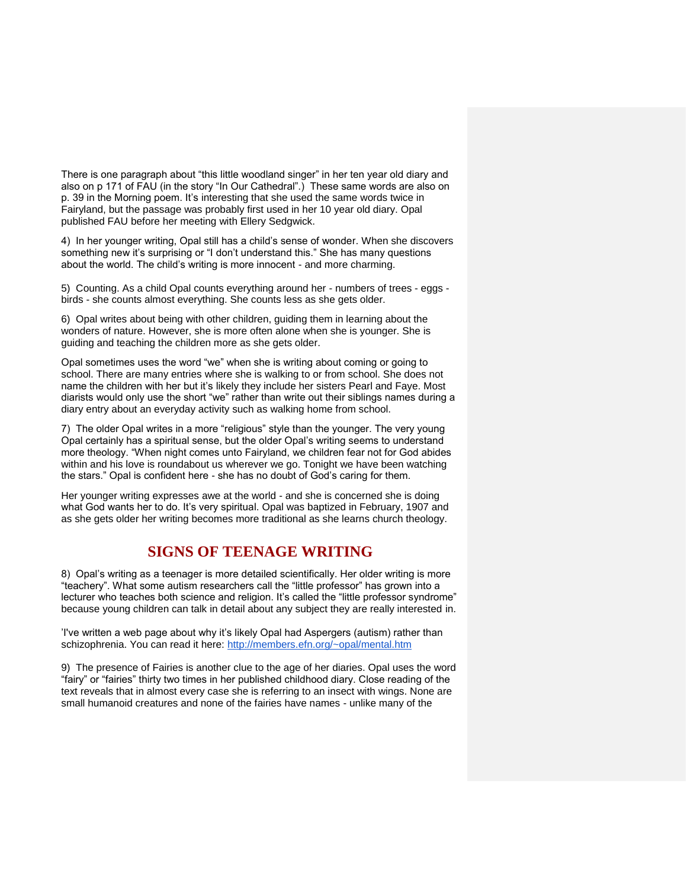There is one paragraph about "this little woodland singer" in her ten year old diary and also on p 171 of FAU (in the story "In Our Cathedral".) These same words are also on p. 39 in the Morning poem. It's interesting that she used the same words twice in Fairyland, but the passage was probably first used in her 10 year old diary. Opal published FAU before her meeting with Ellery Sedgwick.

4) In her younger writing, Opal still has a child's sense of wonder. When she discovers something new it's surprising or "I don't understand this." She has many questions about the world. The child's writing is more innocent - and more charming.

5) Counting. As a child Opal counts everything around her - numbers of trees - eggs - birds - she counts almost everything. She counts less as she gets older.

6) Opal writes about being with other children, guiding them in learning about the wonders of nature. However, she is more often alone when she is younger. She is guiding and teaching the children more as she gets older.

Opal sometimes uses the word "we" when she is writing about coming or going to school. There are many entries where she is walking to or from school. She does not name the children with her but it's likely they include her sisters Pearl and Faye. Most diarists would only use the short "we" rather than write out their siblings names during a diary entry about an everyday activity such as walking home from school.

7) The older Opal writes in a more "religious" style than the younger. The very young Opal certainly has a spiritual sense, but the older Opal's writing seems to understand more theology. "When night comes unto Fairyland, we children fear not for God abides within and his love is roundabout us wherever we go. Tonight we have been watching the stars." Opal is confident here - she has no doubt of God's caring for them.

Her younger writing expresses awe at the world - and she is concerned she is doing what God wants her to do. It's very spiritual. Opal was baptized in February, 1907 and as she gets older her writing becomes more traditional as she learns church theology.

## SIGNS OF TEENAGE WRITING

8) Opal's writing as a teenager is more detailed scientifically. Her older writing is more "teachery". What some autism researchers call the "little professor" has grown into a lecturer who teaches both science and religion. It's called the "little professor syndrome" because young children can talk in detail about any subject they are really interested in.

'I've written a web page about why it's likely Opal had Aspergers (autism) rather than schizophrenia. You can read it here: http://members.efn.org/~opal/mental.htm

9) The presence of Fairies is another clue to the age of her diaries. Opal uses the word "fairy" or "fairies" thirty two times in her published childhood diary. Close reading of the text reveals that in almost every case she is referring to an insect with wings. None are small humanoid creatures and none of the fairies have names - unlike many of the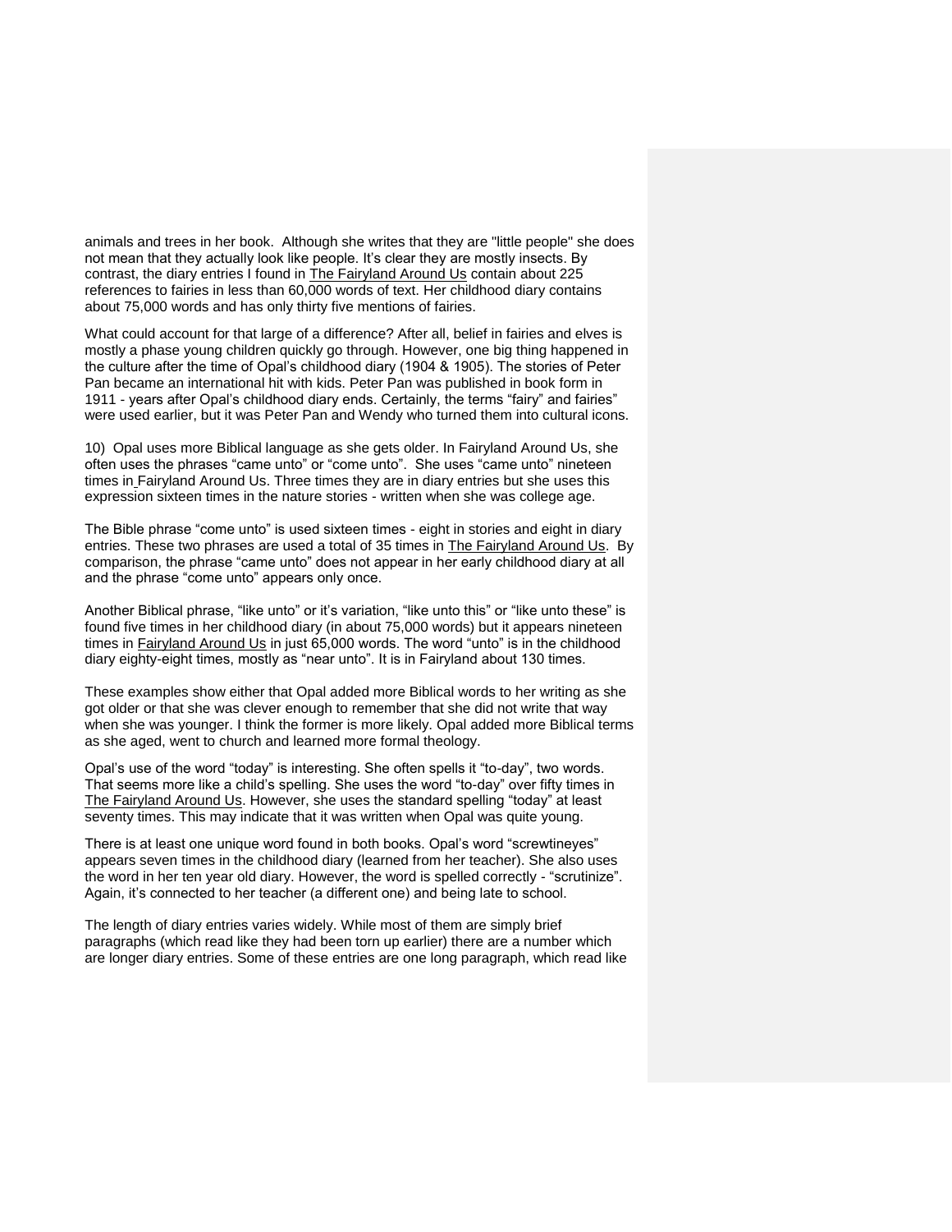animals and trees in her book. Although she writes that they are "little people" she does not mean that they actually look like people. It's clear they are mostly insects. By contrast, the diary entries I found in The Fairyland Around Us contain about 225 references to fairies in less than 60,000 words of text. Her childhood diary contains about 75,000 words and has only thirty five mentions of fairies.

What could account for that large of a difference? After all, belief in fairies and elves is mostly a phase young children quickly go through. However, one big thing happened in the culture after the time of Opal's childhood diary (1904 & 1905). The stories of Peter Pan became an international hit with kids. Peter Pan was published in book form in 1911 - years after Opal's childhood diary ends. Certainly, the terms "fairy" and fairies" were used earlier, but it was Peter Pan and Wendy who turned them into cultural icons.

10) Opal uses more Biblical language as she gets older. In Fairyland Around Us, she often uses the phrases "came unto" or "come unto". She uses "came unto" nineteen times in Fairyland Around Us. Three times they are in diary entries but she uses this expression sixteen times in the nature stories - written when she was college age.

The Bible phrase "come unto" is used sixteen times - eight in stories and eight in diary entries. These two phrases are used a total of 35 times in The Fairyland Around Us. By comparison, the phrase "came unto" does not appear in her early childhood diary at all and the phrase "come unto" appears only once.

Another Biblical phrase, "like unto" or it's variation, "like unto this" or "like unto these" is found five times in her childhood diary (in about 75,000 words) but it appears nineteen times in Fairyland Around Us in just 65,000 words. The word "unto" is in the childhood diary eighty-eight times, mostly as "near unto". It is in Fairyland about 130 times.

These examples show either that Opal added more Biblical words to her writing as she got older or that she was clever enough to remember that she did not write that way when she was younger. I think the former is more likely. Opal added more Biblical terms as she aged, went to church and learned more formal theology.

Opal's use of the word "today" is interesting. She often spells it "to-day", two words. That seems more like a child's spelling. She uses the word "to-day" over fifty times in The Fairyland Around Us. However, she uses the standard spelling "today" at least seventy times. This may indicate that it was written when Opal was quite young.

There is at least one unique word found in both books. Opal's word "screwtineyes" appears seven times in the childhood diary (learned from her teacher). She also uses the word in her ten year old diary. However, the word is spelled correctly - "scrutinize". Again, it's connected to her teacher (a different one) and being late to school.

The length of diary entries varies widely. While most of them are simply brief paragraphs (which read like they had been torn up earlier) there are a number which are longer diary entries. Some of these entries are one long paragraph, which read like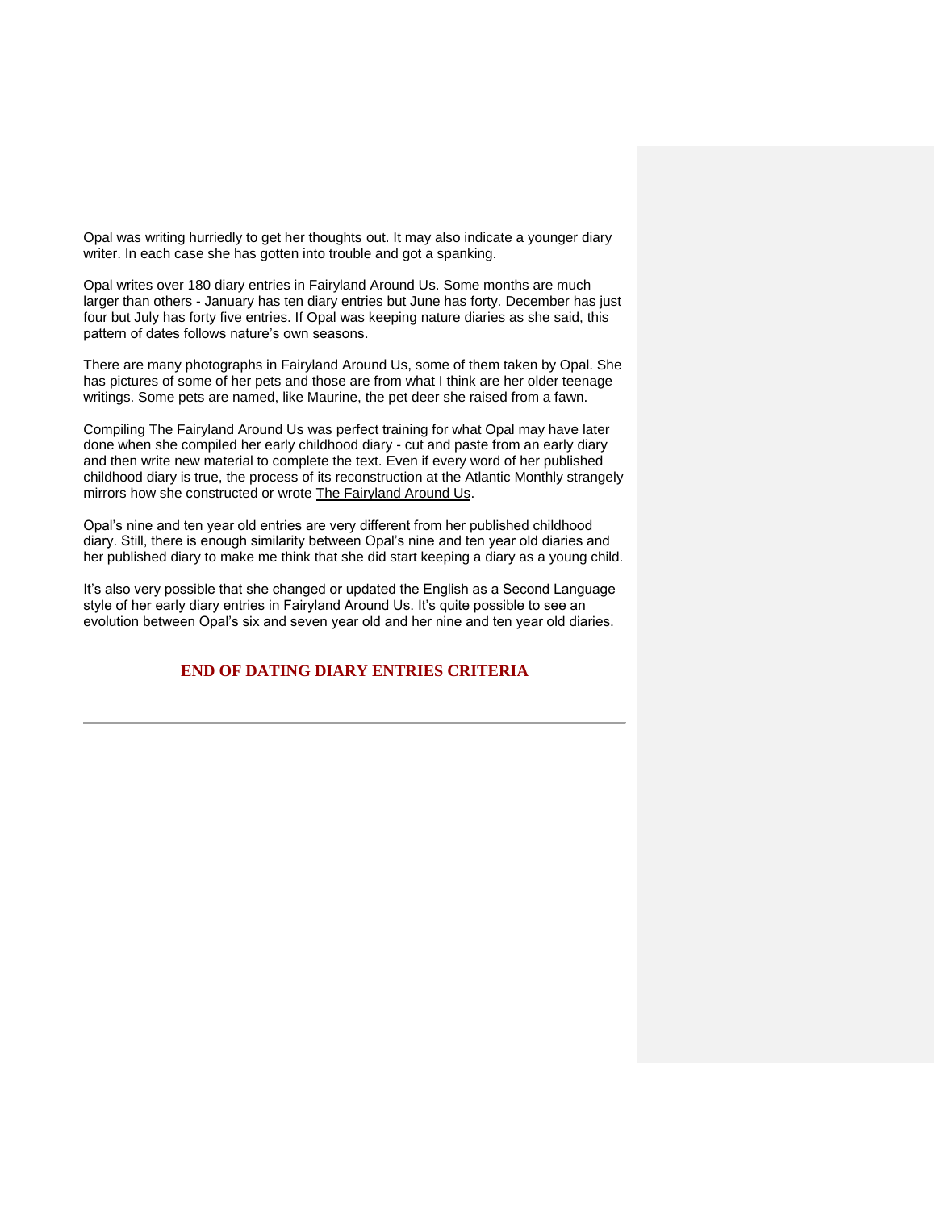Opal was writing hurriedly to get her thoughts out. It may also indicate a younger diary writer. In each case she has gotten into trouble and got a spanking.

Opal writes over 180 diary entries in Fairyland Around Us. Some months are much larger than others - January has ten diary entries but June has forty. December has just four but July has forty five entries. If Opal was keeping nature diaries as she said, this pattern of dates follows nature's own seasons.

There are many photographs in Fairyland Around Us, some of them taken by Opal. She has pictures of some of her pets and those are from what I think are her older teenage writings. Some pets are named, like Maurine, the pet deer she raised from a fawn.

Compiling <u>The Fairyland Around Us</u> was perfect training for what Opal may have later done when she compiled her early childhood diary - cut and paste from an early diary and then write new material to complete the text. Even if every word of her published childhood diary is true, the process of its reconstruction at the Atlantic Monthly strangely mirrors how she constructed or wrote <u>The Fairyland Around Us</u>.

Opal's nine and ten year old entries are very different from her published childhood diary. Still, there is enough similarity between Opal's nine and ten year old diaries and her published diary to make me think that she did start keeping a diary as a young child.

It's also very possible that she changed or updated the English as a Second Language style of her early diary entries in Fairyland Around Us. It's quite possible to see an evolution between Opal's six and seven year old and her nine and ten year old diaries.

**END OF DATING DIARY ENTRIES CRITERIA**

---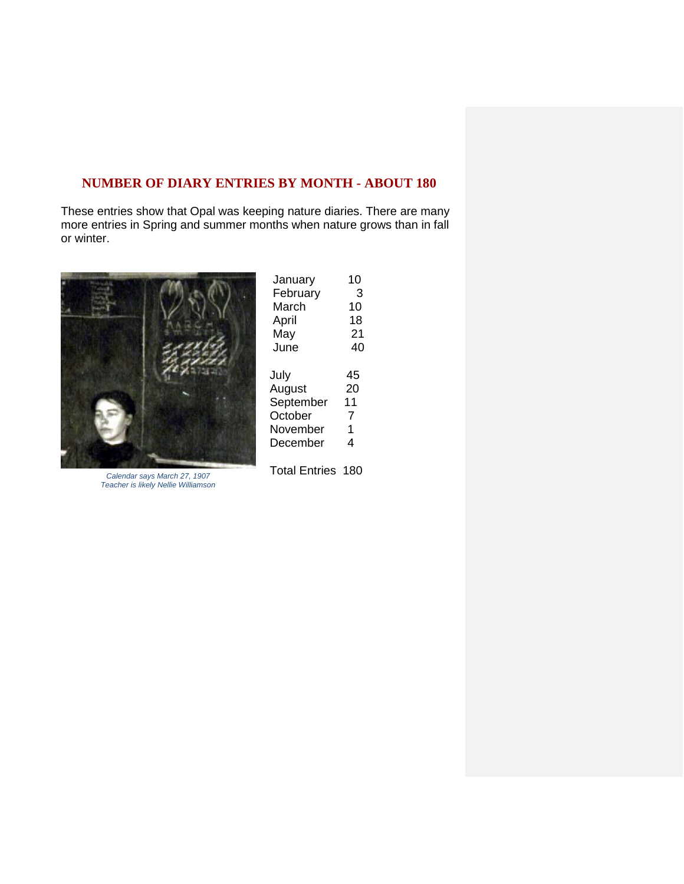## NUMBER OF DIARY ENTRIES BY MONTH - ABOUT 180

These entries show that Opal was keeping nature diaries. There are many more entries in Spring and summer months when nature grows than in fall or winter.

*Calendar says March 27, 1907*
*Teacher is likely Nellie Williamson*

| | |
|---|---|
| January | 10 |
| February | 3 |
| March | 10 |
| April | 18 |
| May | 21 |
| June | 40 |
| July | 45 |
| August | 20 |
| September | 11 |
| October | 7 |
| November | 1 |
| December | 4 |
| Total Entries | 180 |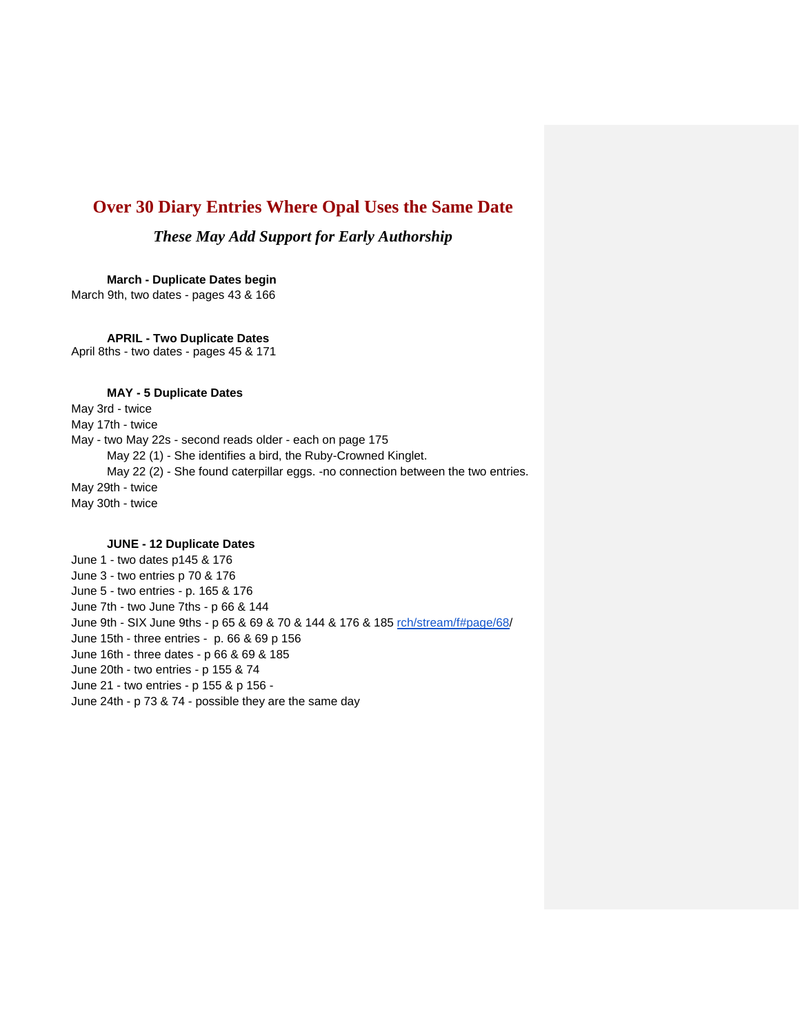# Over 30 Diary Entries Where Opal Uses the Same Date

### *These May Add Support for Early Authorship*

**March - Duplicate Dates begin**

March 9th, two dates - pages 43 & 166

**APRIL - Two Duplicate Dates**

April 8ths - two dates - pages 45 & 171

**MAY - 5 Duplicate Dates**

May 3rd - twice
May 17th - twice
May - two May 22s - second reads older - each on page 175
    May 22 (1) - She identifies a bird, the Ruby-Crowned Kinglet.
    May 22 (2) - She found caterpillar eggs. -no connection between the two entries.
May 29th - twice
May 30th - twice

**JUNE - 12 Duplicate Dates**

June 1 - two dates p145 & 176
June 3 - two entries p 70 & 176
June 5 - two entries - p. 165 & 176
June 7th - two June 7ths - p 66 & 144
June 9th - SIX June 9ths - p 65 & 69 & 70 & 144 & 176 & 185 rch/stream/f#page/68/
June 15th - three entries - p. 66 & 69 p 156
June 16th - three dates - p 66 & 69 & 185
June 20th - two entries - p 155 & 74
June 21 - two entries - p 155 & p 156 -
June 24th - p 73 & 74 - possible they are the same day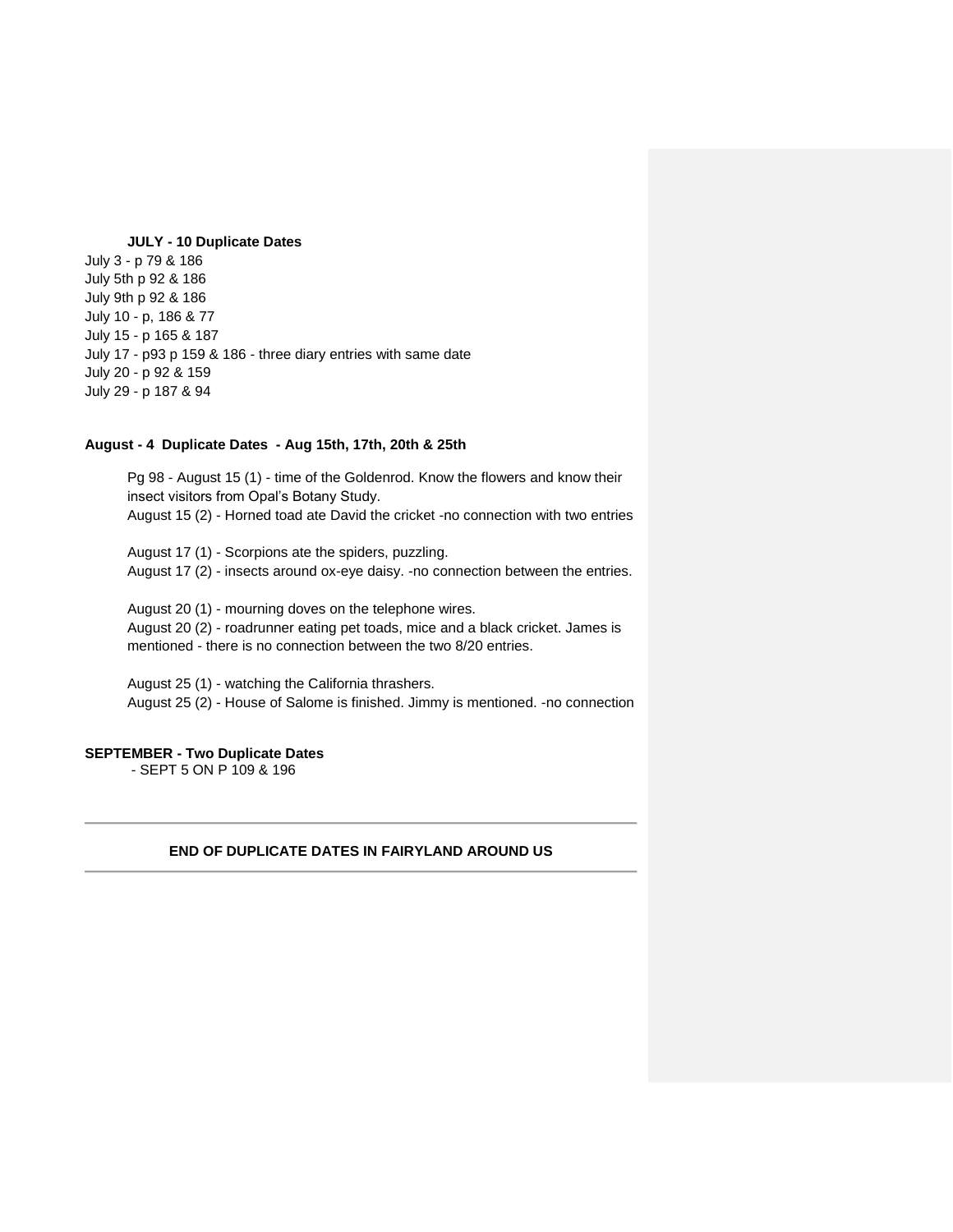**JULY - 10 Duplicate Dates**

July 3 - p 79 & 186
July 5th p 92 & 186
July 9th p 92 & 186
July 10 - p, 186 & 77
July 15 - p 165 & 187
July 17 - p93 p 159 & 186 - three diary entries with same date
July 20 - p 92 & 159
July 29 - p 187 & 94

**August - 4 Duplicate Dates - Aug 15th, 17th, 20th & 25th**

Pg 98 - August 15 (1) - time of the Goldenrod. Know the flowers and know their insect visitors from Opal's Botany Study.
August 15 (2) - Horned toad ate David the cricket -no connection with two entries

August 17 (1) - Scorpions ate the spiders, puzzling.
August 17 (2) - insects around ox-eye daisy. -no connection between the entries.

August 20 (1) - mourning doves on the telephone wires.
August 20 (2) - roadrunner eating pet toads, mice and a black cricket. James is mentioned - there is no connection between the two 8/20 entries.

August 25 (1) - watching the California thrashers.
August 25 (2) - House of Salome is finished. Jimmy is mentioned. -no connection

**SEPTEMBER - Two Duplicate Dates**

- SEPT 5 ON P 109 & 196

---

**END OF DUPLICATE DATES IN FAIRYLAND AROUND US**

---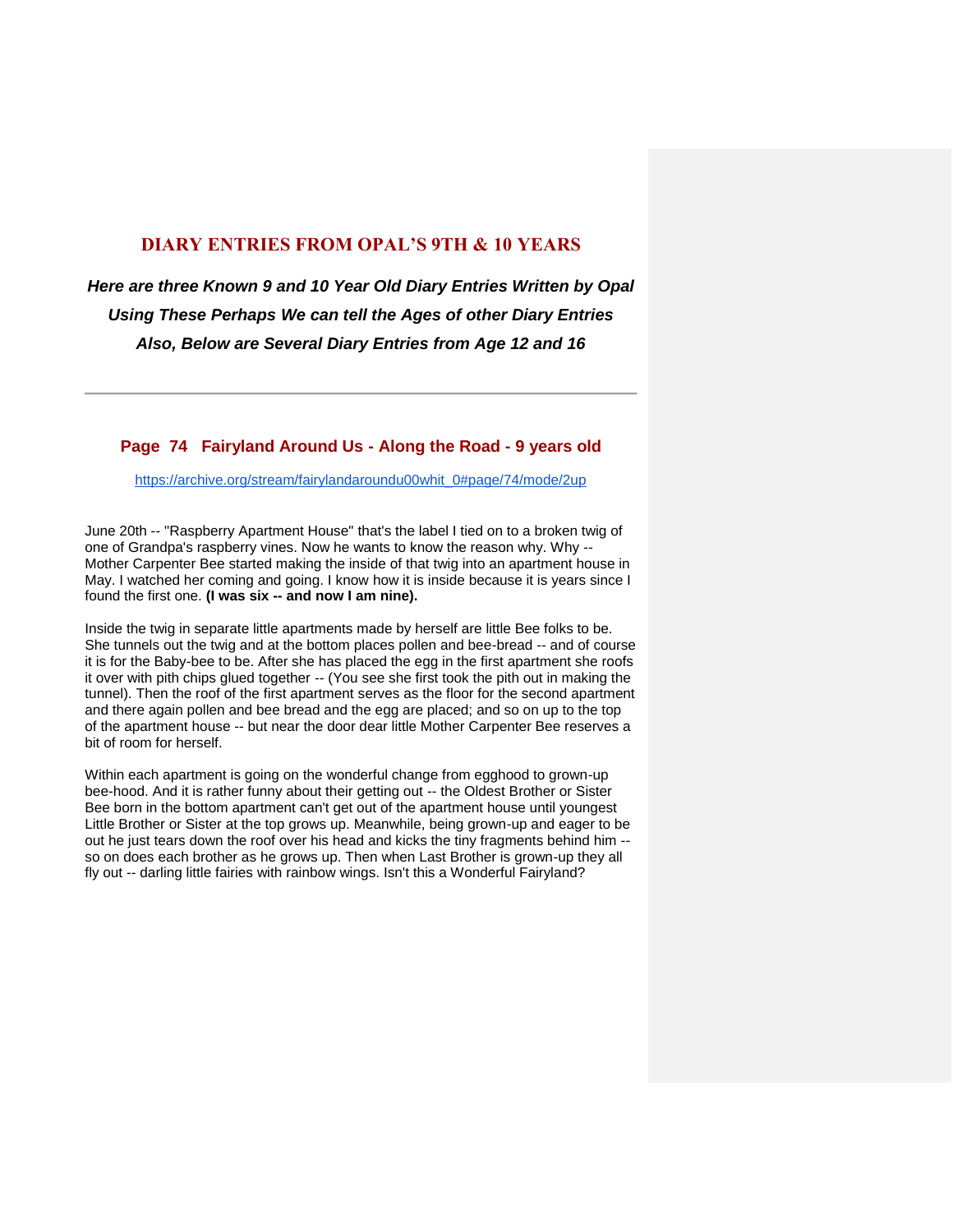## DIARY ENTRIES FROM OPAL'S 9TH & 10 YEARS

***Here are three Known 9 and 10 Year Old Diary Entries Written by Opal***
***Using These Perhaps We can tell the Ages of other Diary Entries***
***Also, Below are Several Diary Entries from Age 12 and 16***

---

### Page 74 Fairyland Around Us - Along the Road - 9 years old

https://archive.org/stream/fairylandaroundu00whit_0#page/74/mode/2up

June 20th -- "Raspberry Apartment House" that's the label I tied on to a broken twig of one of Grandpa's raspberry vines. Now he wants to know the reason why. Why -- Mother Carpenter Bee started making the inside of that twig into an apartment house in May. I watched her coming and going. I know how it is inside because it is years since I found the first one. **(I was six -- and now I am nine).**

Inside the twig in separate little apartments made by herself are little Bee folks to be. She tunnels out the twig and at the bottom places pollen and bee-bread -- and of course it is for the Baby-bee to be. After she has placed the egg in the first apartment she roofs it over with pith chips glued together -- (You see she first took the pith out in making the tunnel). Then the roof of the first apartment serves as the floor for the second apartment and there again pollen and bee bread and the egg are placed; and so on up to the top of the apartment house -- but near the door dear little Mother Carpenter Bee reserves a bit of room for herself.

Within each apartment is going on the wonderful change from egghood to grown-up bee-hood. And it is rather funny about their getting out -- the Oldest Brother or Sister Bee born in the bottom apartment can't get out of the apartment house until youngest Little Brother or Sister at the top grows up. Meanwhile, being grown-up and eager to be out he just tears down the roof over his head and kicks the tiny fragments behind him -- so on does each brother as he grows up. Then when Last Brother is grown-up they all fly out -- darling little fairies with rainbow wings. Isn't this a Wonderful Fairyland?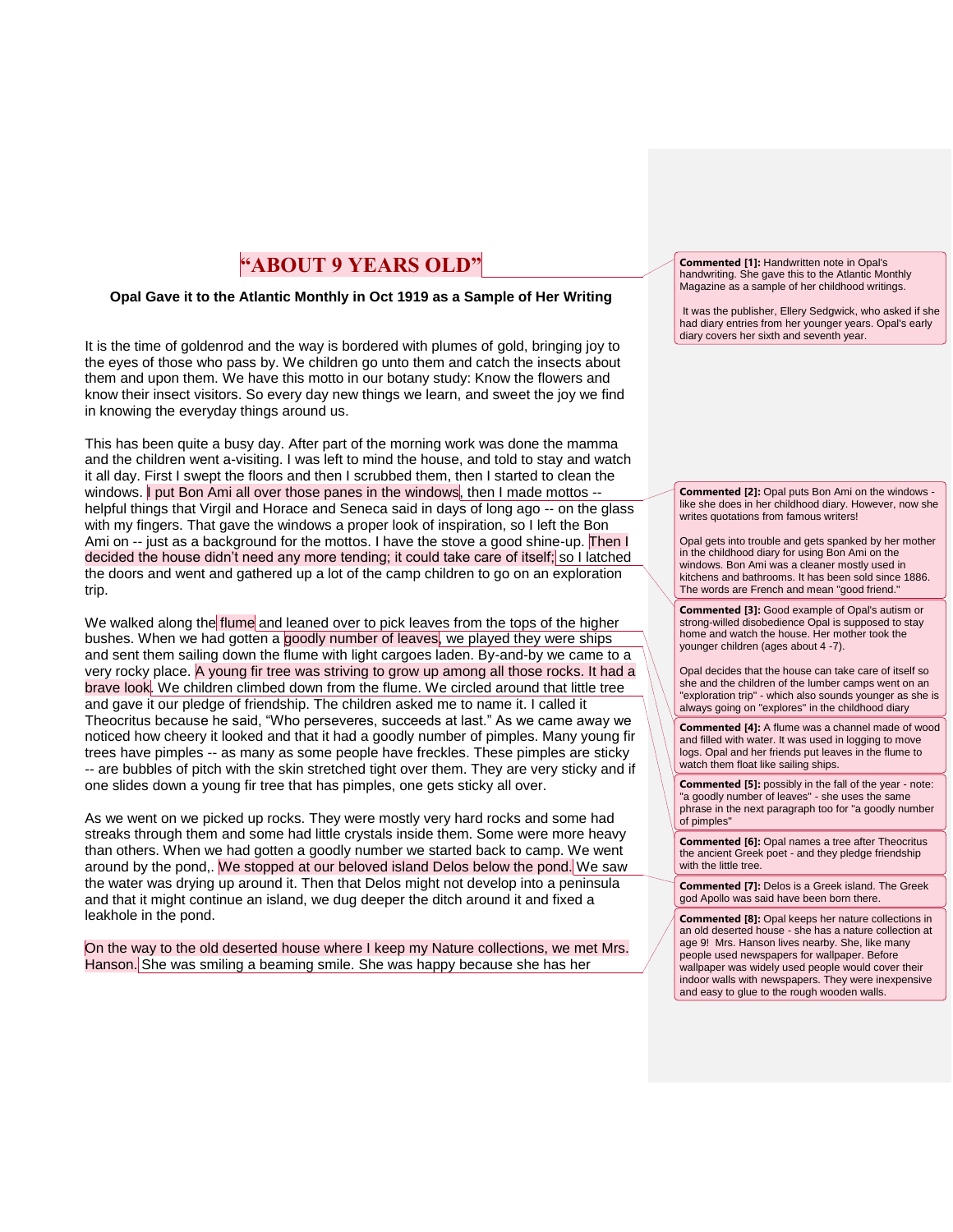# "ABOUT 9 YEARS OLD"

**Opal Gave it to the Atlantic Monthly in Oct 1919 as a Sample of Her Writing**

It is the time of goldenrod and the way is bordered with plumes of gold, bringing joy to the eyes of those who pass by. We children go unto them and catch the insects about them and upon them. We have this motto in our botany study: Know the flowers and know their insect visitors. So every day new things we learn, and sweet the joy we find in knowing the everyday things around us.

This has been quite a busy day. After part of the morning work was done the mamma and the children went a-visiting. I was left to mind the house, and told to stay and watch it all day. First I swept the floors and then I scrubbed them, then I started to clean the windows. I put Bon Ami all over those panes in the windows, then I made mottos -- helpful things that Virgil and Horace and Seneca said in days of long ago -- on the glass with my fingers. That gave the windows a proper look of inspiration, so I left the Bon Ami on -- just as a background for the mottos. I have the stove a good shine-up. Then I decided the house didn't need any more tending; it could take care of itself; so I latched the doors and went and gathered up a lot of the camp children to go on an exploration trip.

We walked along the flume and leaned over to pick leaves from the tops of the higher bushes. When we had gotten a goodly number of leaves, we played they were ships and sent them sailing down the flume with light cargoes laden. By-and-by we came to a very rocky place. A young fir tree was striving to grow up among all those rocks. It had a brave look. We children climbed down from the flume. We circled around that little tree and gave it our pledge of friendship. The children asked me to name it. I called it Theocritus because he said, "Who perseveres, succeeds at last." As we came away we noticed how cheery it looked and that it had a goodly number of pimples. Many young fir trees have pimples -- as many as some people have freckles. These pimples are sticky -- are bubbles of pitch with the skin stretched tight over them. They are very sticky and if one slides down a young fir tree that has pimples, one gets sticky all over.

As we went on we picked up rocks. They were mostly very hard rocks and some had streaks through them and some had little crystals inside them. Some were more heavy than others. When we had gotten a goodly number we started back to camp. We went around by the pond,. We stopped at our beloved island Delos below the pond. We saw the water was drying up around it. Then that Delos might not develop into a peninsula and that it might continue an island, we dug deeper the ditch around it and fixed a leakhole in the pond.

On the way to the old deserted house where I keep my Nature collections, we met Mrs. Hanson. She was smiling a beaming smile. She was happy because she has her

**Commented [1]:** Handwritten note in Opal's handwriting. She gave this to the Atlantic Monthly Magazine as a sample of her childhood writings.

It was the publisher, Ellery Sedgwick, who asked if she had diary entries from her younger years. Opal's early diary covers her sixth and seventh year.

**Commented [2]:** Opal puts Bon Ami on the windows - like she does in her childhood diary. However, now she writes quotations from famous writers!

Opal gets into trouble and gets spanked by her mother in the childhood diary for using Bon Ami on the windows. Bon Ami was a cleaner mostly used in kitchens and bathrooms. It has been sold since 1886. The words are French and mean "good friend."

**Commented [3]:** Good example of Opal's autism or strong-willed disobedience Opal is supposed to stay home and watch the house. Her mother took the younger children (ages about 4 -7).

Opal decides that the house can take care of itself so she and the children of the lumber camps went on an "exploration trip" - which also sounds younger as she is always going on "explores" in the childhood diary

**Commented [4]:** A flume was a channel made of wood and filled with water. It was used in logging to move logs. Opal and her friends put leaves in the flume to watch them float like sailing ships.

**Commented [5]:** possibly in the fall of the year - note: "a goodly number of leaves" - she uses the same phrase in the next paragraph too for "a goodly number of pimples"

**Commented [6]:** Opal names a tree after Theocritus the ancient Greek poet - and they pledge friendship with the little tree.

**Commented [7]:** Delos is a Greek island. The Greek god Apollo was said have been born there.

**Commented [8]:** Opal keeps her nature collections in an old deserted house - she has a nature collection at age 9! Mrs. Hanson lives nearby. She, like many people used newspapers for wallpaper. Before wallpaper was widely used people would cover their indoor walls with newspapers. They were inexpensive and easy to glue to the rough wooden walls.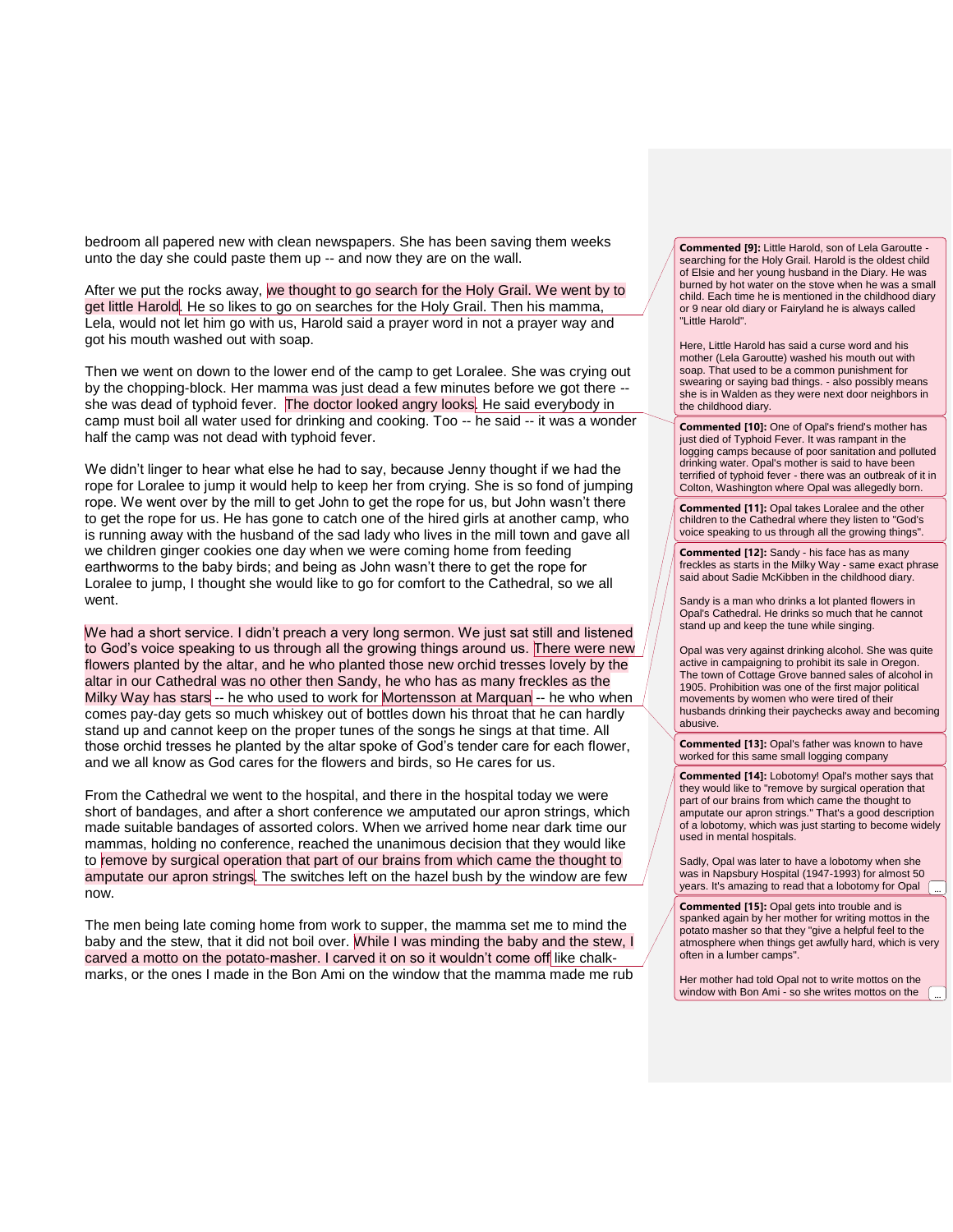bedroom all papered new with clean newspapers. She has been saving them weeks unto the day she could paste them up -- and now they are on the wall.

After we put the rocks away, we thought to go search for the Holy Grail. We went by to get little Harold. He so likes to go on searches for the Holy Grail. Then his mamma, Lela, would not let him go with us, Harold said a prayer word in not a prayer way and got his mouth washed out with soap.

Then we went on down to the lower end of the camp to get Loralee. She was crying out by the chopping-block. Her mamma was just dead a few minutes before we got there -- she was dead of typhoid fever. The doctor looked angry looks. He said everybody in camp must boil all water used for drinking and cooking. Too -- he said -- it was a wonder half the camp was not dead with typhoid fever.

We didn't linger to hear what else he had to say, because Jenny thought if we had the rope for Loralee to jump it would help to keep her from crying. She is so fond of jumping rope. We went over by the mill to get John to get the rope for us, but John wasn't there to get the rope for us. He has gone to catch one of the hired girls at another camp, who is running away with the husband of the sad lady who lives in the mill town and gave all we children ginger cookies one day when we were coming home from feeding earthworms to the baby birds; and being as John wasn't there to get the rope for Loralee to jump, I thought she would like to go for comfort to the Cathedral, so we all went.

We had a short service. I didn't preach a very long sermon. We just sat still and listened to God's voice speaking to us through all the growing things around us. There were new flowers planted by the altar, and he who planted those new orchid tresses lovely by the altar in our Cathedral was no other then Sandy, he who has as many freckles as the Milky Way has stars -- he who used to work for Mortensson at Marquan -- he who when comes pay-day gets so much whiskey out of bottles down his throat that he can hardly stand up and cannot keep on the proper tunes of the songs he sings at that time. All those orchid tresses he planted by the altar spoke of God's tender care for each flower, and we all know as God cares for the flowers and birds, so He cares for us.

From the Cathedral we went to the hospital, and there in the hospital today we were short of bandages, and after a short conference we amputated our apron strings, which made suitable bandages of assorted colors. When we arrived home near dark time our mammas, holding no conference, reached the unanimous decision that they would like to remove by surgical operation that part of our brains from which came the thought to amputate our apron strings. The switches left on the hazel bush by the window are few now.

The men being late coming home from work to supper, the mamma set me to mind the baby and the stew, that it did not boil over. While I was minding the baby and the stew, I carved a motto on the potato-masher. I carved it on so it wouldn't come off like chalk-marks, or the ones I made in the Bon Ami on the window that the mamma made me rub

**Commented [9]:** Little Harold, son of Lela Garoutte - searching for the Holy Grail. Harold is the oldest child of Elsie and her young husband in the Diary. He was burned by hot water on the stove when he was a small child. Each time he is mentioned in the childhood diary or 9 near old diary or Fairyland he is always called "Little Harold".

Here, Little Harold has said a curse word and his mother (Lela Garoutte) washed his mouth out with soap. That used to be a common punishment for swearing or saying bad things. - also possibly means she is in Walden as they were next door neighbors in the childhood diary.

**Commented [10]:** One of Opal's friend's mother has just died of Typhoid Fever. It was rampant in the logging camps because of poor sanitation and polluted drinking water. Opal's mother is said to have been terrified of typhoid fever - there was an outbreak of it in Colton, Washington where Opal was allegedly born.

**Commented [11]:** Opal takes Loralee and the other children to the Cathedral where they listen to "God's voice speaking to us through all the growing things".

**Commented [12]:** Sandy - his face has as many freckles as starts in the Milky Way - same exact phrase said about Sadie McKibben in the childhood diary.

Sandy is a man who drinks a lot planted flowers in Opal's Cathedral. He drinks so much that he cannot stand up and keep the tune while singing.

Opal was very against drinking alcohol. She was quite active in campaigning to prohibit its sale in Oregon. The town of Cottage Grove banned sales of alcohol in 1905. Prohibition was one of the first major political movements by women who were tired of their husbands drinking their paychecks away and becoming abusive.

**Commented [13]:** Opal's father was known to have worked for this same small logging company

**Commented [14]:** Lobotomy! Opal's mother says that they would like to "remove by surgical operation that part of our brains from which came the thought to amputate our apron strings." That's a good description of a lobotomy, which was just starting to become widely used in mental hospitals.

Sadly, Opal was later to have a lobotomy when she was in Napsbury Hospital (1947-1993) for almost 50 years. It's amazing to read that a lobotomy for Opal ...

**Commented [15]:** Opal gets into trouble and is spanked again by her mother for writing mottos in the potato masher so that they "give a helpful feel to the atmosphere when things get awfully hard, which is very often in a lumber camps".

Her mother had told Opal not to write mottos on the window with Bon Ami - so she writes mottos on the ...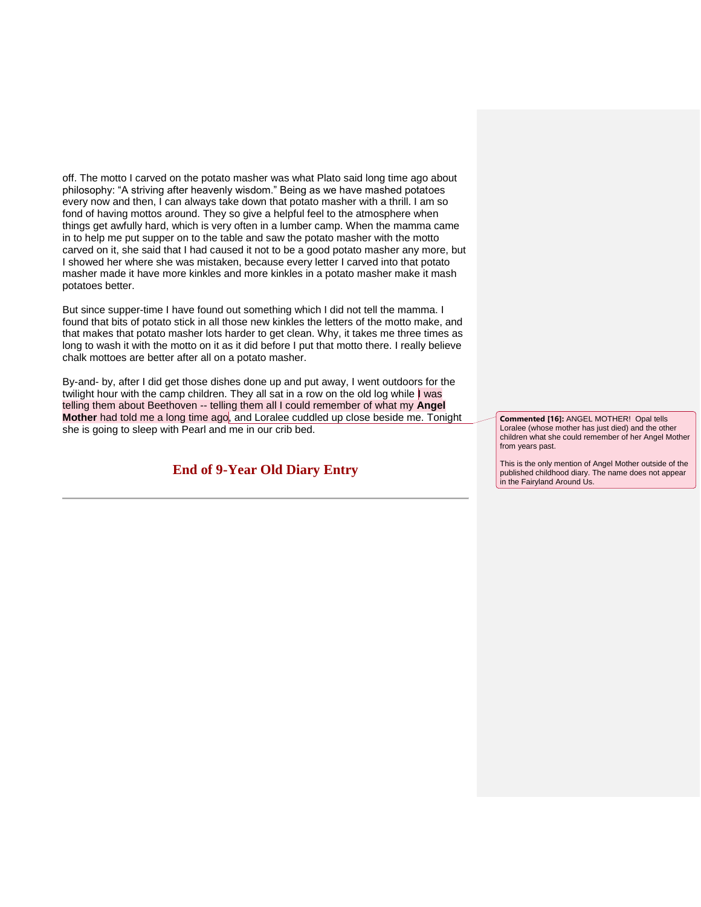off. The motto I carved on the potato masher was what Plato said long time ago about philosophy: “A striving after heavenly wisdom.” Being as we have mashed potatoes every now and then, I can always take down that potato masher with a thrill. I am so fond of having mottos around. They so give a helpful feel to the atmosphere when things get awfully hard, which is very often in a lumber camp. When the mamma came in to help me put supper on to the table and saw the potato masher with the motto carved on it, she said that I had caused it not to be a good potato masher any more, but I showed her where she was mistaken, because every letter I carved into that potato masher made it have more kinkles and more kinkles in a potato masher make it mash potatoes better.

But since supper-time I have found out something which I did not tell the mamma. I found that bits of potato stick in all those new kinkles the letters of the motto make, and that makes that potato masher lots harder to get clean. Why, it takes me three times as long to wash it with the motto on it as it did before I put that motto there. I really believe chalk mottoes are better after all on a potato masher.

By-and- by, after I did get those dishes done up and put away, I went outdoors for the twilight hour with the camp children. They all sat in a row on the old log while I was telling them about Beethoven -- telling them all I could remember of what my **Angel Mother** had told me a long time ago, and Loralee cuddled up close beside me. Tonight she is going to sleep with Pearl and me in our crib bed.

**Commented [16]:** ANGEL MOTHER! Opal tells Loralee (whose mother has just died) and the other children what she could remember of her Angel Mother from years past.

This is the only mention of Angel Mother outside of the published childhood diary. The name does not appear in the Fairyland Around Us.

## End of 9-Year Old Diary Entry

---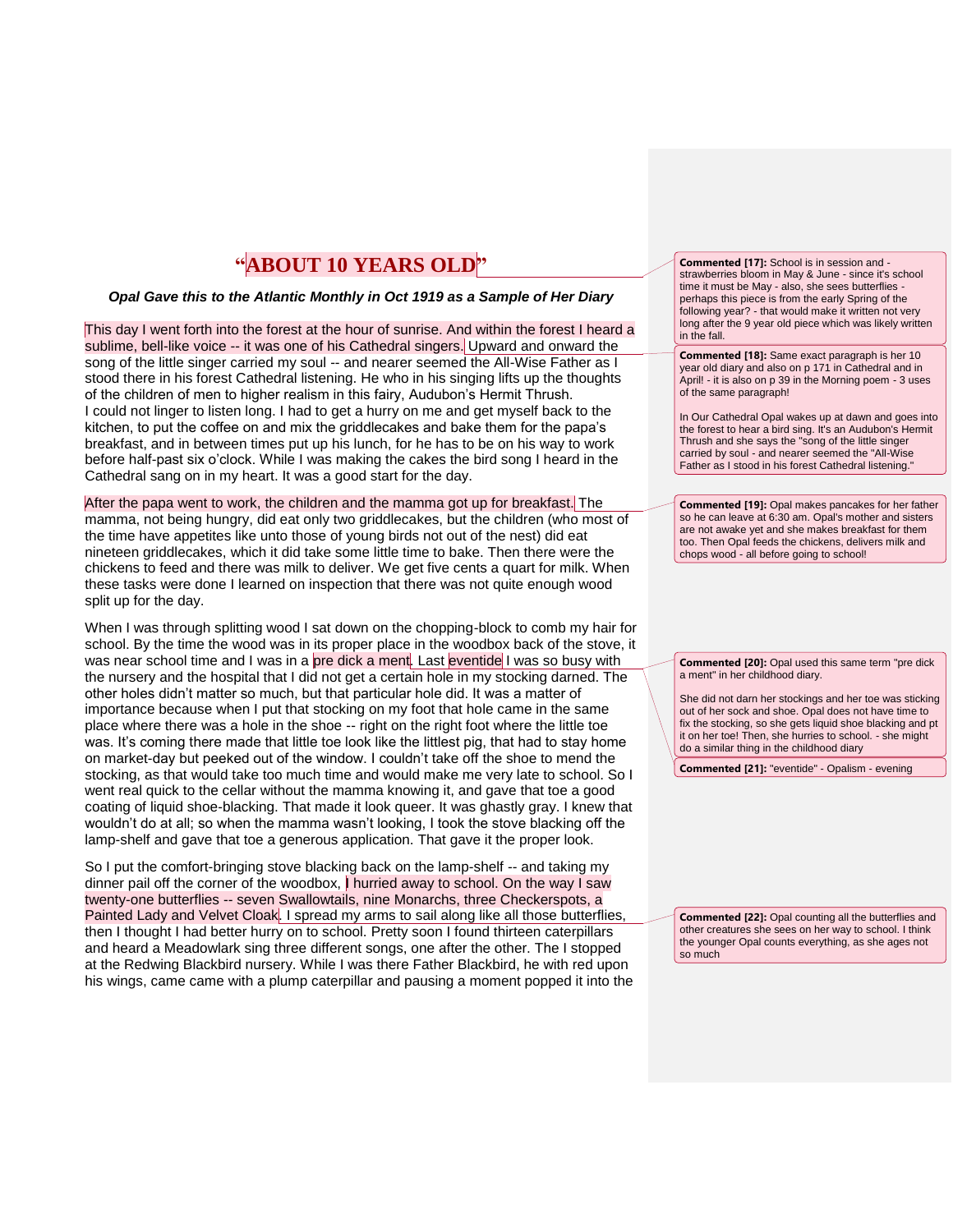# "ABOUT 10 YEARS OLD"

***Opal Gave this to the Atlantic Monthly in Oct 1919 as a Sample of Her Diary***

This day I went forth into the forest at the hour of sunrise. And within the forest I heard a sublime, bell-like voice -- it was one of his Cathedral singers. Upward and onward the song of the little singer carried my soul -- and nearer seemed the All-Wise Father as I stood there in his forest Cathedral listening. He who in his singing lifts up the thoughts of the children of men to higher realism in this fairy, Audubon's Hermit Thrush.
I could not linger to listen long. I had to get a hurry on me and get myself back to the kitchen, to put the coffee on and mix the griddlecakes and bake them for the papa's breakfast, and in between times put up his lunch, for he has to be on his way to work before half-past six o'clock. While I was making the cakes the bird song I heard in the Cathedral sang on in my heart. It was a good start for the day.

After the papa went to work, the children and the mamma got up for breakfast. The mamma, not being hungry, did eat only two griddlecakes, but the children (who most of the time have appetites like unto those of young birds not out of the nest) did eat nineteen griddlecakes, which it did take some little time to bake. Then there were the chickens to feed and there was milk to deliver. We get five cents a quart for milk. When these tasks were done I learned on inspection that there was not quite enough wood split up for the day.

When I was through splitting wood I sat down on the chopping-block to comb my hair for school. By the time the wood was in its proper place in the woodbox back of the stove, it was near school time and I was in a pre dick a ment. Last eventide I was so busy with the nursery and the hospital that I did not get a certain hole in my stocking darned. The other holes didn't matter so much, but that particular hole did. It was a matter of importance because when I put that stocking on my foot that hole came in the same place where there was a hole in the shoe -- right on the right foot where the little toe was. It's coming there made that little toe look like the littlest pig, that had to stay home on market-day but peeked out of the window. I couldn't take off the shoe to mend the stocking, as that would take too much time and would make me very late to school. So I went real quick to the cellar without the mamma knowing it, and gave that toe a good coating of liquid shoe-blacking. That made it look queer. It was ghastly gray. I knew that wouldn't do at all; so when the mamma wasn't looking, I took the stove blacking off the lamp-shelf and gave that toe a generous application. That gave it the proper look.

So I put the comfort-bringing stove blacking back on the lamp-shelf -- and taking my dinner pail off the corner of the woodbox, I hurried away to school. On the way I saw twenty-one butterflies -- seven Swallowtails, nine Monarchs, three Checkerspots, a Painted Lady and Velvet Cloak. I spread my arms to sail along like all those butterflies, then I thought I had better hurry on to school. Pretty soon I found thirteen caterpillars and heard a Meadowlark sing three different songs, one after the other. The I stopped at the Redwing Blackbird nursery. While I was there Father Blackbird, he with red upon his wings, came came with a plump caterpillar and pausing a moment popped it into the

**Commented [17]:** School is in session and - strawberries bloom in May & June - since it's school time it must be May - also, she sees butterflies - perhaps this piece is from the early Spring of the following year? - that would make it written not very long after the 9 year old piece which was likely written in the fall.

**Commented [18]:** Same exact paragraph is her 10 year old diary and also on p 171 in Cathedral and in April! - it is also on p 39 in the Morning poem - 3 uses of the same paragraph!

In Our Cathedral Opal wakes up at dawn and goes into the forest to hear a bird sing. It's an Audubon's Hermit Thrush and she says the "song of the little singer carried by soul - and nearer seemed the "All-Wise Father as I stood in his forest Cathedral listening."

**Commented [19]:** Opal makes pancakes for her father so he can leave at 6:30 am. Opal's mother and sisters are not awake yet and she makes breakfast for them too. Then Opal feeds the chickens, delivers milk and chops wood - all before going to school!

**Commented [20]:** Opal used this same term "pre dick a ment" in her childhood diary.

She did not darn her stockings and her toe was sticking out of her sock and shoe. Opal does not have time to fix the stocking, so she gets liquid shoe blacking and pt it on her toe! Then, she hurries to school. - she might do a similar thing in the childhood diary

**Commented [21]:** "eventide" - Opalism - evening

**Commented [22]:** Opal counting all the butterflies and other creatures she sees on her way to school. I think the younger Opal counts everything, as she ages not so much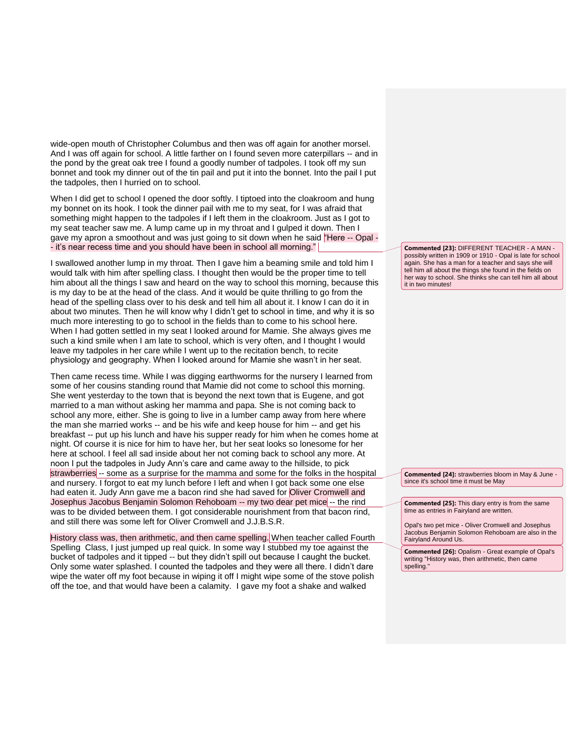wide-open mouth of Christopher Columbus and then was off again for another morsel. And I was off again for school. A little farther on I found seven more caterpillars -- and in the pond by the great oak tree I found a goodly number of tadpoles. I took off my sun bonnet and took my dinner out of the tin pail and put it into the bonnet. Into the pail I put the tadpoles, then I hurried on to school.

When I did get to school I opened the door softly. I tiptoed into the cloakroom and hung my bonnet on its hook. I took the dinner pail with me to my seat, for I was afraid that something might happen to the tadpoles if I left them in the cloakroom. Just as I got to my seat teacher saw me. A lump came up in my throat and I gulped it down. Then I gave my apron a smoothout and was just going to sit down when he said "Here -- Opal -- it's near recess time and you should have been in school all morning."

I swallowed another lump in my throat. Then I gave him a beaming smile and told him I would talk with him after spelling class. I thought then would be the proper time to tell him about all the things I saw and heard on the way to school this morning, because this is my day to be at the head of the class. And it would be quite thrilling to go from the head of the spelling class over to his desk and tell him all about it. I know I can do it in about two minutes. Then he will know why I didn't get to school in time, and why it is so much more interesting to go to school in the fields than to come to his school here. When I had gotten settled in my seat I looked around for Mamie. She always gives me such a kind smile when I am late to school, which is very often, and I thought I would leave my tadpoles in her care while I went up to the recitation bench, to recite physiology and geography. When I looked around for Mamie she wasn't in her seat.

Then came recess time. While I was digging earthworms for the nursery I learned from some of her cousins standing round that Mamie did not come to school this morning. She went yesterday to the town that is beyond the next town that is Eugene, and got married to a man without asking her mamma and papa. She is not coming back to school any more, either. She is going to live in a lumber camp away from here where the man she married works -- and be his wife and keep house for him -- and get his breakfast -- put up his lunch and have his supper ready for him when he comes home at night. Of course it is nice for him to have her, but her seat looks so lonesome for her here at school. I feel all sad inside about her not coming back to school any more. At noon I put the tadpoles in Judy Ann's care and came away to the hillside, to pick strawberries -- some as a surprise for the mamma and some for the folks in the hospital and nursery. I forgot to eat my lunch before I left and when I got back some one else had eaten it. Judy Ann gave me a bacon rind she had saved for Oliver Cromwell and Josephus Jacobus Benjamin Solomon Rehoboam -- my two dear pet mice -- the rind was to be divided between them. I got considerable nourishment from that bacon rind, and still there was some left for Oliver Cromwell and J.J.B.S.R.

History class was, then arithmetic, and then came spelling. When teacher called Fourth Spelling Class, I just jumped up real quick. In some way I stubbed my toe against the bucket of tadpoles and it tipped -- but they didn't spill out because I caught the bucket. Only some water splashed. I counted the tadpoles and they were all there. I didn't dare wipe the water off my foot because in wiping it off I might wipe some of the stove polish off the toe, and that would have been a calamity. I gave my foot a shake and walked

**Commented [23]:** DIFFERENT TEACHER - A MAN - possibly written in 1909 or 1910 - Opal is late for school again. She has a man for a teacher and says she will tell him all about the things she found in the fields on her way to school. She thinks she can tell him all about it in two minutes!

**Commented [24]:** strawberries bloom in May & June - since it's school time it must be May

**Commented [25]:** This diary entry is from the same time as entries in Fairyland are written.

Opal's two pet mice - Oliver Cromwell and Josephus Jacobus Benjamin Solomon Rehoboam are also in the Fairyland Around Us.

**Commented [26]:** Opalism - Great example of Opal's writing "History was, then arithmetic, then came spelling."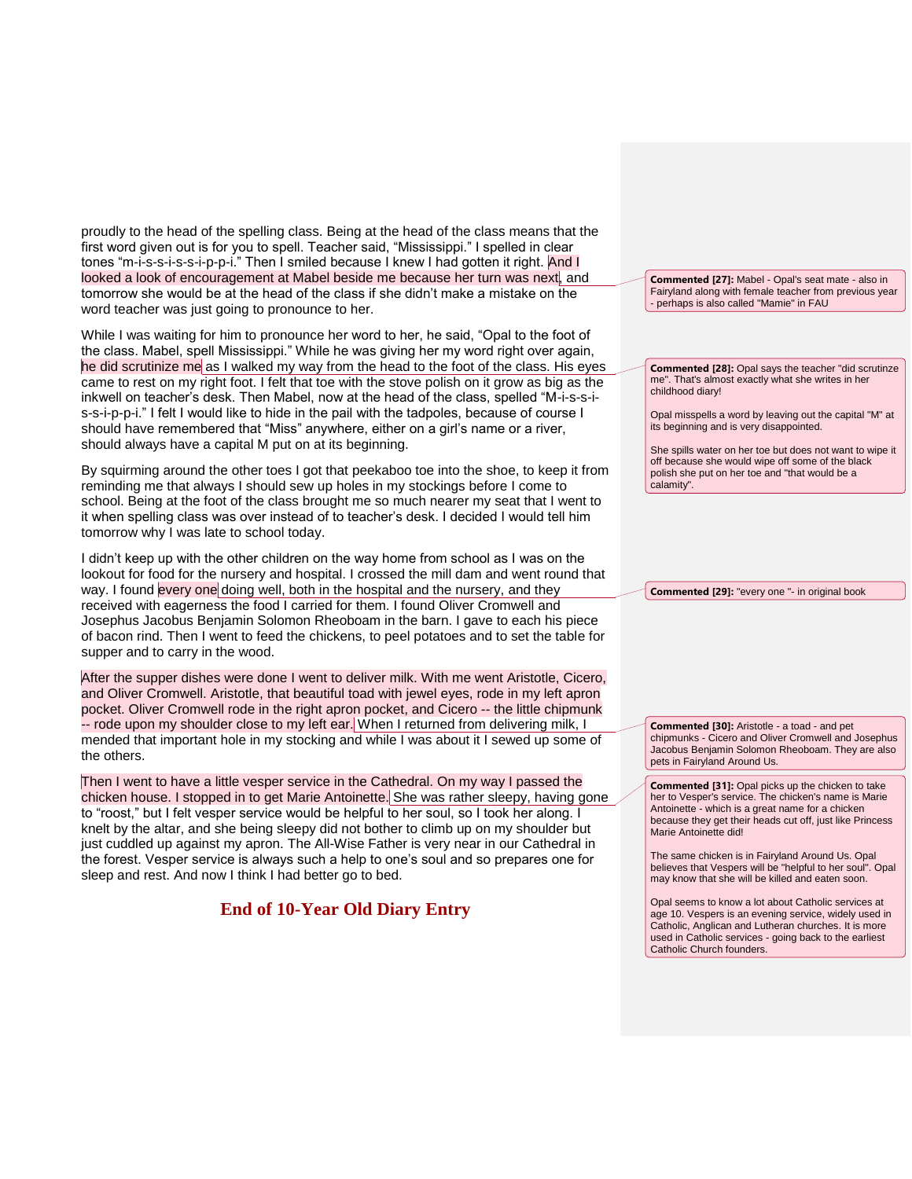proudly to the head of the spelling class. Being at the head of the class means that the first word given out is for you to spell. Teacher said, "Mississippi." I spelled in clear tones "m-i-s-s-i-s-s-i-p-p-i." Then I smiled because I knew I had gotten it right. And I looked a look of encouragement at Mabel beside me because her turn was next, and tomorrow she would be at the head of the class if she didn't make a mistake on the word teacher was just going to pronounce to her.

While I was waiting for him to pronounce her word to her, he said, "Opal to the foot of the class. Mabel, spell Mississippi." While he was giving her my word right over again, he did scrutinize me as I walked my way from the head to the foot of the class. His eyes came to rest on my right foot. I felt that toe with the stove polish on it grow as big as the inkwell on teacher's desk. Then Mabel, now at the head of the class, spelled "M-i-s-s-i-s-s-i-p-p-i." I felt I would like to hide in the pail with the tadpoles, because of course I should have remembered that "Miss" anywhere, either on a girl's name or a river, should always have a capital M put on at its beginning.

By squirming around the other toes I got that peekaboo toe into the shoe, to keep it from reminding me that always I should sew up holes in my stockings before I come to school. Being at the foot of the class brought me so much nearer my seat that I went to it when spelling class was over instead of to teacher's desk. I decided I would tell him tomorrow why I was late to school today.

I didn't keep up with the other children on the way home from school as I was on the lookout for food for the nursery and hospital. I crossed the mill dam and went round that way. I found every one doing well, both in the hospital and the nursery, and they received with eagerness the food I carried for them. I found Oliver Cromwell and Josephus Jacobus Benjamin Solomon Rheoboam in the barn. I gave to each his piece of bacon rind. Then I went to feed the chickens, to peel potatoes and to set the table for supper and to carry in the wood.

After the supper dishes were done I went to deliver milk. With me went Aristotle, Cicero, and Oliver Cromwell. Aristotle, that beautiful toad with jewel eyes, rode in my left apron pocket. Oliver Cromwell rode in the right apron pocket, and Cicero -- the little chipmunk -- rode upon my shoulder close to my left ear. When I returned from delivering milk, I mended that important hole in my stocking and while I was about it I sewed up some of the others.

Then I went to have a little vesper service in the Cathedral. On my way I passed the chicken house. I stopped in to get Marie Antoinette. She was rather sleepy, having gone to "roost," but I felt vesper service would be helpful to her soul, so I took her along. I knelt by the altar, and she being sleepy did not bother to climb up on my shoulder but just cuddled up against my apron. The All-Wise Father is very near in our Cathedral in the forest. Vesper service is always such a help to one's soul and so prepares one for sleep and rest. And now I think I had better go to bed.

## End of 10-Year Old Diary Entry

**Commented [27]:** Mabel - Opal's seat mate - also in Fairyland along with female teacher from previous year - perhaps is also called "Mamie" in FAU

**Commented [28]:** Opal says the teacher "did scrutinze me". That's almost exactly what she writes in her childhood diary!

Opal misspells a word by leaving out the capital "M" at its beginning and is very disappointed.

She spills water on her toe but does not want to wipe it off because she would wipe off some of the black polish she put on her toe and "that would be a calamity".

**Commented [29]:** "every one "- in original book

**Commented [30]:** Aristotle - a toad - and pet chipmunks - Cicero and Oliver Cromwell and Josephus Jacobus Benjamin Solomon Rheoboam. They are also pets in Fairyland Around Us.

**Commented [31]:** Opal picks up the chicken to take her to Vesper's service. The chicken's name is Marie Antoinette - which is a great name for a chicken because they get their heads cut off, just like Princess Marie Antoinette did!

The same chicken is in Fairyland Around Us. Opal believes that Vespers will be "helpful to her soul". Opal may know that she will be killed and eaten soon.

Opal seems to know a lot about Catholic services at age 10. Vespers is an evening service, widely used in Catholic, Anglican and Lutheran churches. It is more used in Catholic services - going back to the earliest Catholic Church founders.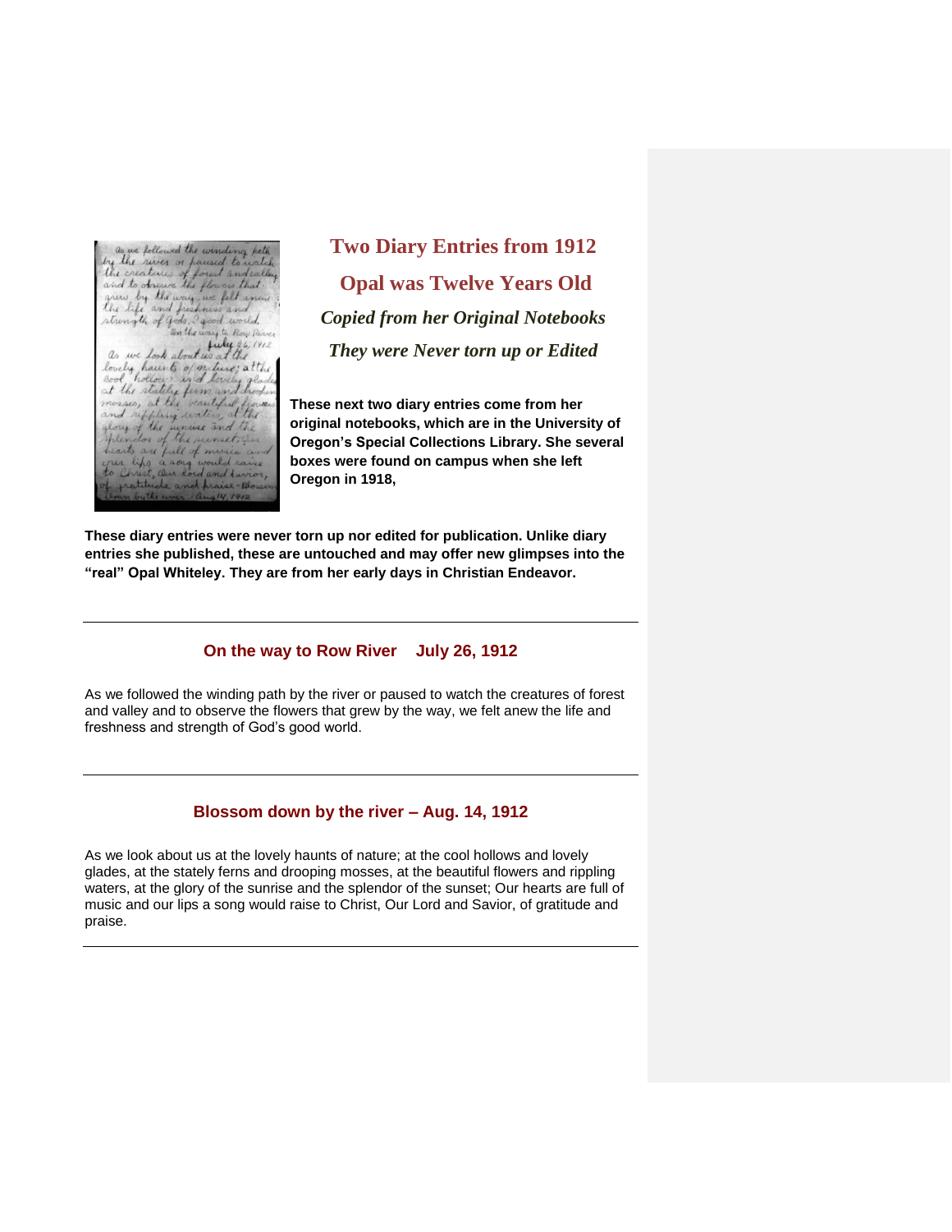## Two Diary Entries from 1912

## Opal was Twelve Years Old

***Copied from her Original Notebooks***

***They were Never torn up or Edited***

**These next two diary entries come from her original notebooks, which are in the University of Oregon's Special Collections Library. She several boxes were found on campus when she left Oregon in 1918,**

**These diary entries were never torn up nor edited for publication. Unlike diary entries she published, these are untouched and may offer new glimpses into the "real" Opal Whiteley. They are from her early days in Christian Endeavor.**

---

### On the way to Row River July 26, 1912

As we followed the winding path by the river or paused to watch the creatures of forest and valley and to observe the flowers that grew by the way, we felt anew the life and freshness and strength of God's good world.

---

### Blossom down by the river – Aug. 14, 1912

As we look about us at the lovely haunts of nature; at the cool hollows and lovely glades, at the stately ferns and drooping mosses, at the beautiful flowers and rippling waters, at the glory of the sunrise and the splendor of the sunset; Our hearts are full of music and our lips a song would raise to Christ, Our Lord and Savior, of gratitude and praise.

---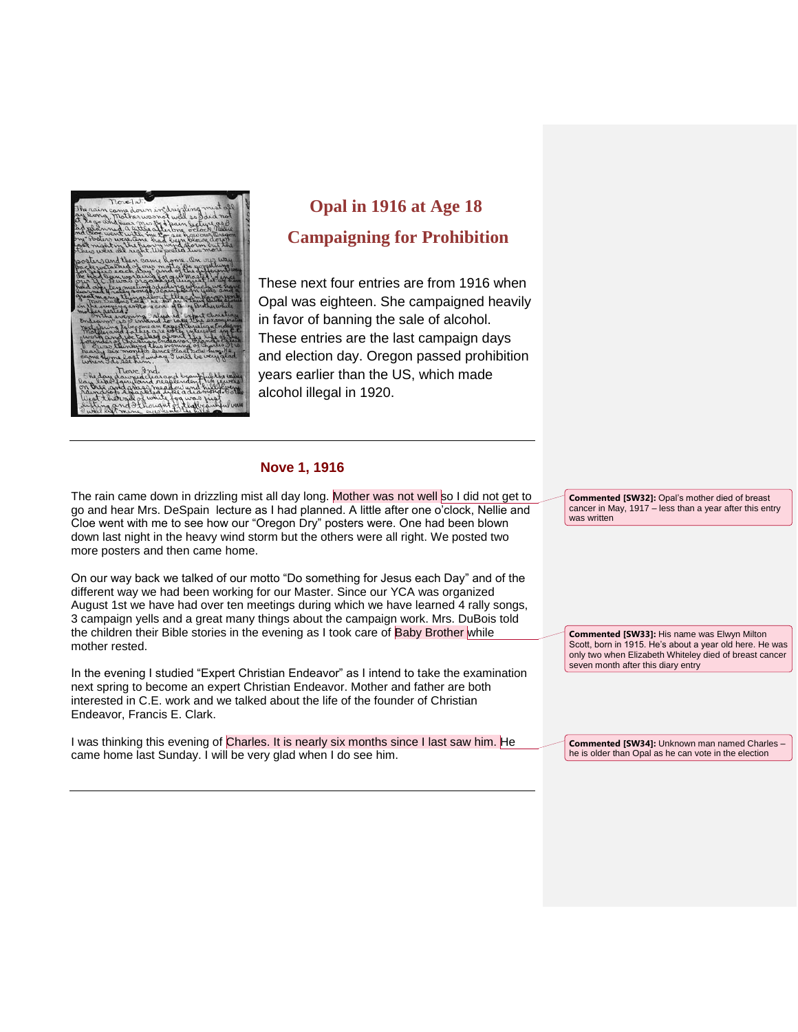## Opal in 1916 at Age 18

## Campaigning for Prohibition

These next four entries are from 1916 when Opal was eighteen. She campaigned heavily in favor of banning the sale of alcohol. These entries are the last campaign days and election day. Oregon passed prohibition years earlier than the US, which made alcohol illegal in 1920.

---

### Nove 1, 1916

The rain came down in drizzling mist all day long. Mother was not well so I did not get to go and hear Mrs. DeSpain lecture as I had planned. A little after one o'clock, Nellie and Cloe went with me to see how our "Oregon Dry" posters were. One had been blown down last night in the heavy wind storm but the others were all right. We posted two more posters and then came home.

On our way back we talked of our motto "Do something for Jesus each Day" and of the different way we had been working for our Master. Since our YCA was organized August 1st we have had over ten meetings during which we have learned 4 rally songs, 3 campaign yells and a great many things about the campaign work. Mrs. DuBois told the children their Bible stories in the evening as I took care of Baby Brother while mother rested.

In the evening I studied "Expert Christian Endeavor" as I intend to take the examination next spring to become an expert Christian Endeavor. Mother and father are both interested in C.E. work and we talked about the life of the founder of Christian Endeavor, Francis E. Clark.

I was thinking this evening of Charles. It is nearly six months since I last saw him. He came home last Sunday. I will be very glad when I do see him.

---

**Commented [SW32]:** Opal's mother died of breast cancer in May, 1917 – less than a year after this entry was written

**Commented [SW33]:** His name was Elwyn Milton Scott, born in 1915. He's about a year old here. He was only two when Elizabeth Whiteley died of breast cancer seven month after this diary entry

**Commented [SW34]:** Unknown man named Charles – he is older than Opal as he can vote in the election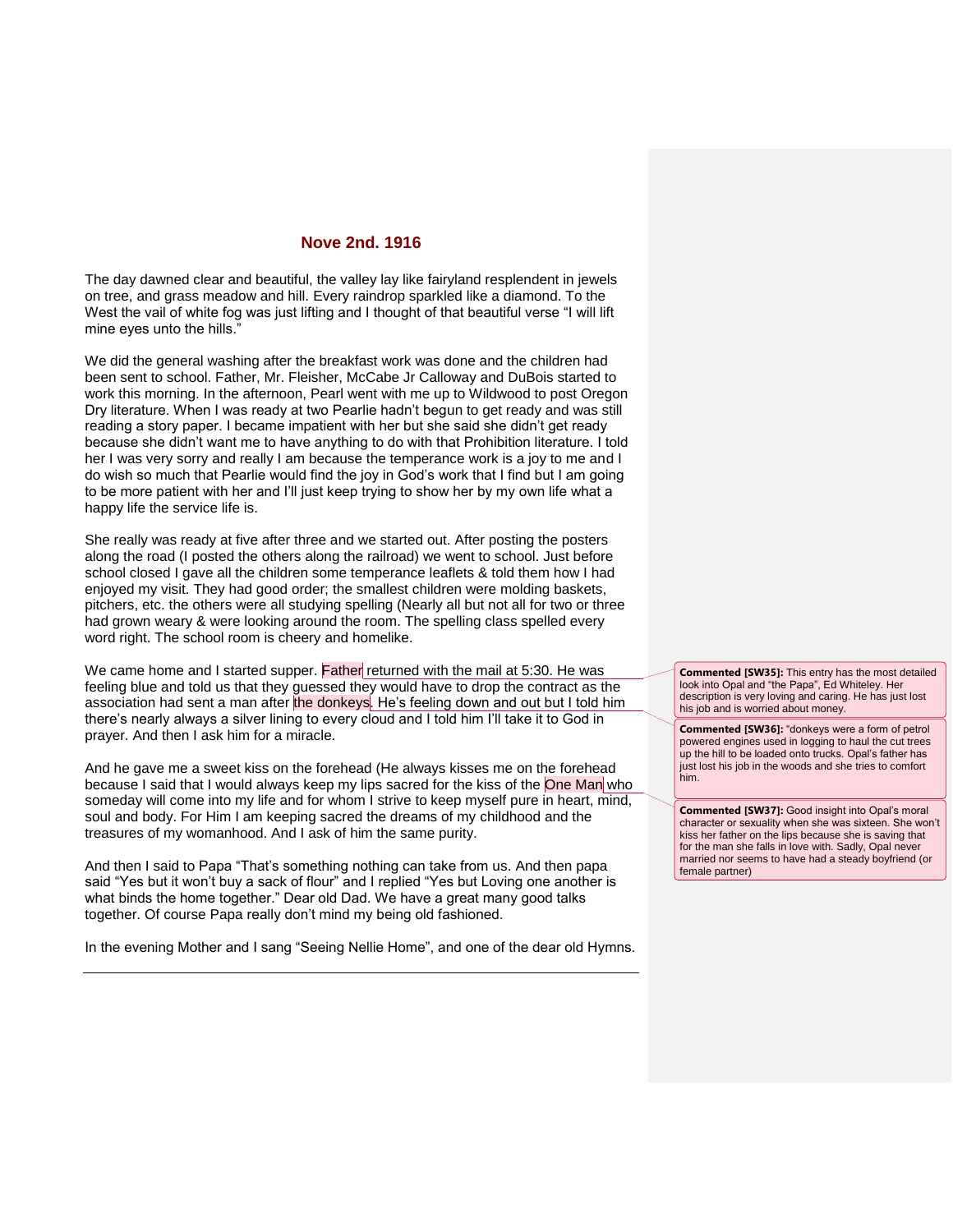## Nove 2nd. 1916

The day dawned clear and beautiful, the valley lay like fairyland resplendent in jewels on tree, and grass meadow and hill. Every raindrop sparkled like a diamond. To the West the vail of white fog was just lifting and I thought of that beautiful verse "I will lift mine eyes unto the hills."

We did the general washing after the breakfast work was done and the children had been sent to school. Father, Mr. Fleisher, McCabe Jr Calloway and DuBois started to work this morning. In the afternoon, Pearl went with me up to Wildwood to post Oregon Dry literature. When I was ready at two Pearlie hadn't begun to get ready and was still reading a story paper. I became impatient with her but she said she didn't get ready because she didn't want me to have anything to do with that Prohibition literature. I told her I was very sorry and really I am because the temperance work is a joy to me and I do wish so much that Pearlie would find the joy in God's work that I find but I am going to be more patient with her and I'll just keep trying to show her by my own life what a happy life the service life is.

She really was ready at five after three and we started out. After posting the posters along the road (I posted the others along the railroad) we went to school. Just before school closed I gave all the children some temperance leaflets & told them how I had enjoyed my visit. They had good order; the smallest children were molding baskets, pitchers, etc. the others were all studying spelling (Nearly all but not all for two or three had grown weary & were looking around the room. The spelling class spelled every word right. The school room is cheery and homelike.

We came home and I started supper. Father returned with the mail at 5:30. He was feeling blue and told us that they guessed they would have to drop the contract as the association had sent a man after the donkeys. He's feeling down and out but I told him there's nearly always a silver lining to every cloud and I told him I'll take it to God in prayer. And then I ask him for a miracle.

And he gave me a sweet kiss on the forehead (He always kisses me on the forehead because I said that I would always keep my lips sacred for the kiss of the One Man who someday will come into my life and for whom I strive to keep myself pure in heart, mind, soul and body. For Him I am keeping sacred the dreams of my childhood and the treasures of my womanhood. And I ask of him the same purity.

And then I said to Papa "That's something nothing can take from us. And then papa said "Yes but it won't buy a sack of flour" and I replied "Yes but Loving one another is what binds the home together." Dear old Dad. We have a great many good talks together. Of course Papa really don't mind my being old fashioned.

In the evening Mother and I sang "Seeing Nellie Home", and one of the dear old Hymns.

---

**Commented [SW35]:** This entry has the most detailed look into Opal and "the Papa", Ed Whiteley. Her description is very loving and caring. He has just lost his job and is worried about money.

**Commented [SW36]:** "donkeys were a form of petrol powered engines used in logging to haul the cut trees up the hill to be loaded onto trucks. Opal's father has just lost his job in the woods and she tries to comfort him.

**Commented [SW37]:** Good insight into Opal's moral character or sexuality when she was sixteen. She won't kiss her father on the lips because she is saving that for the man she falls in love with. Sadly, Opal never married nor seems to have had a steady boyfriend (or female partner)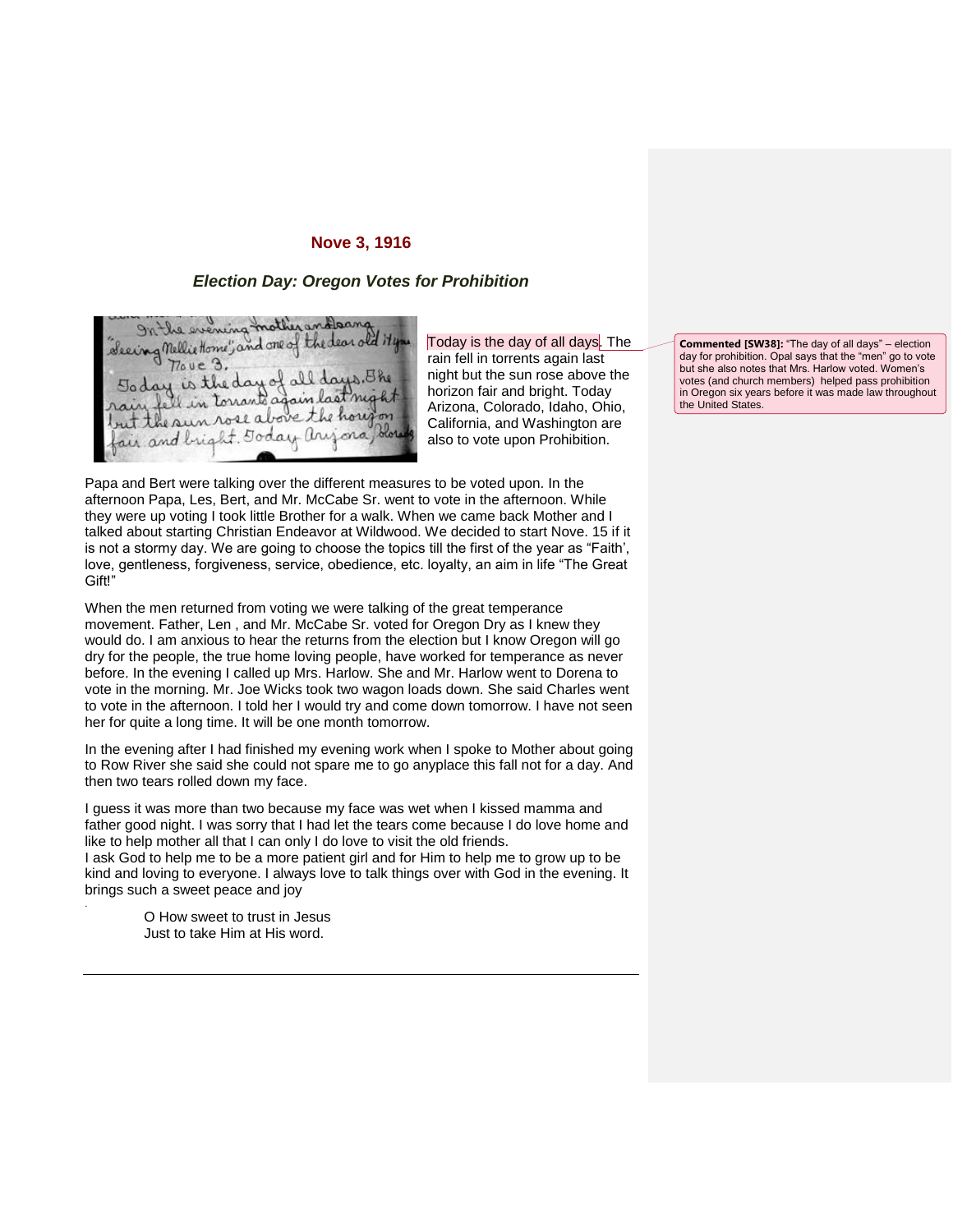## Nove 3, 1916

### *Election Day: Oregon Votes for Prohibition*

Today is the day of all days. The rain fell in torrents again last night but the sun rose above the horizon fair and bright. Today Arizona, Colorado, Idaho, Ohio, California, and Washington are also to vote upon Prohibition.

**Commented [SW38]:** "The day of all days" – election day for prohibition. Opal says that the "men" go to vote but she also notes that Mrs. Harlow voted. Women's votes (and church members) helped pass prohibition in Oregon six years before it was made law throughout the United States.

Papa and Bert were talking over the different measures to be voted upon. In the afternoon Papa, Les, Bert, and Mr. McCabe Sr. went to vote in the afternoon. While they were up voting I took little Brother for a walk. When we came back Mother and I talked about starting Christian Endeavor at Wildwood. We decided to start Nove. 15 if it is not a stormy day. We are going to choose the topics till the first of the year as "Faith', love, gentleness, forgiveness, service, obedience, etc. loyalty, an aim in life "The Great Gift!"

When the men returned from voting we were talking of the great temperance movement. Father, Len , and Mr. McCabe Sr. voted for Oregon Dry as I knew they would do. I am anxious to hear the returns from the election but I know Oregon will go dry for the people, the true home loving people, have worked for temperance as never before. In the evening I called up Mrs. Harlow. She and Mr. Harlow went to Dorena to vote in the morning. Mr. Joe Wicks took two wagon loads down. She said Charles went to vote in the afternoon. I told her I would try and come down tomorrow. I have not seen her for quite a long time. It will be one month tomorrow.

In the evening after I had finished my evening work when I spoke to Mother about going to Row River she said she could not spare me to go anyplace this fall not for a day. And then two tears rolled down my face.

I guess it was more than two because my face was wet when I kissed mamma and father good night. I was sorry that I had let the tears come because I do love home and like to help mother all that I can only I do love to visit the old friends.
I ask God to help me to be a more patient girl and for Him to help me to grow up to be kind and loving to everyone. I always love to talk things over with God in the evening. It brings such a sweet peace and joy

> O How sweet to trust in Jesus
> Just to take Him at His word.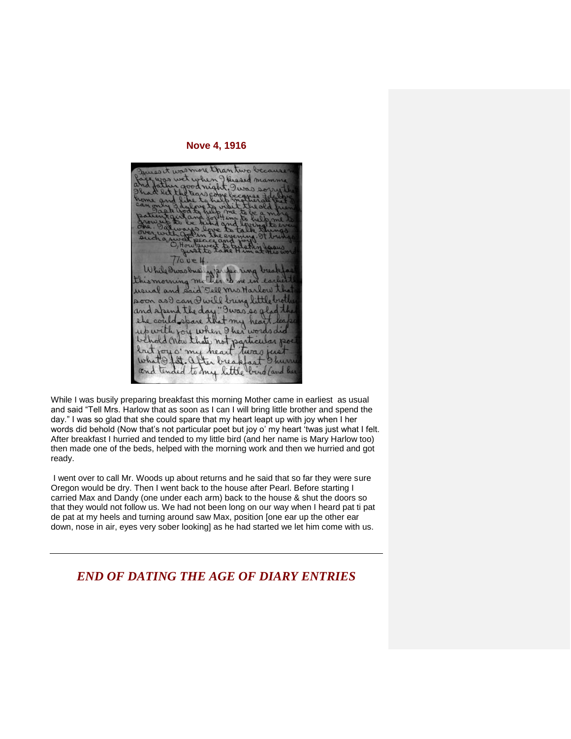**Nove 4, 1916**

While I was busily preparing breakfast this morning Mother came in earliest as usual and said "Tell Mrs. Harlow that as soon as I can I will bring little brother and spend the day." I was so glad that she could spare that my heart leapt up with joy when I her words did behold (Now that's not particular poet but joy o' my heart 'twas just what I felt. After breakfast I hurried and tended to my little bird (and her name is Mary Harlow too) then made one of the beds, helped with the morning work and then we hurried and got ready.

I went over to call Mr. Woods up about returns and he said that so far they were sure Oregon would be dry. Then I went back to the house after Pearl. Before starting I carried Max and Dandy (one under each arm) back to the house & shut the doors so that they would not follow us. We had not been long on our way when I heard pat ti pat de pat at my heels and turning around saw Max, position [one ear up the other ear down, nose in air, eyes very sober looking] as he had started we let him come with us.

---

## *END OF DATING THE AGE OF DIARY ENTRIES*